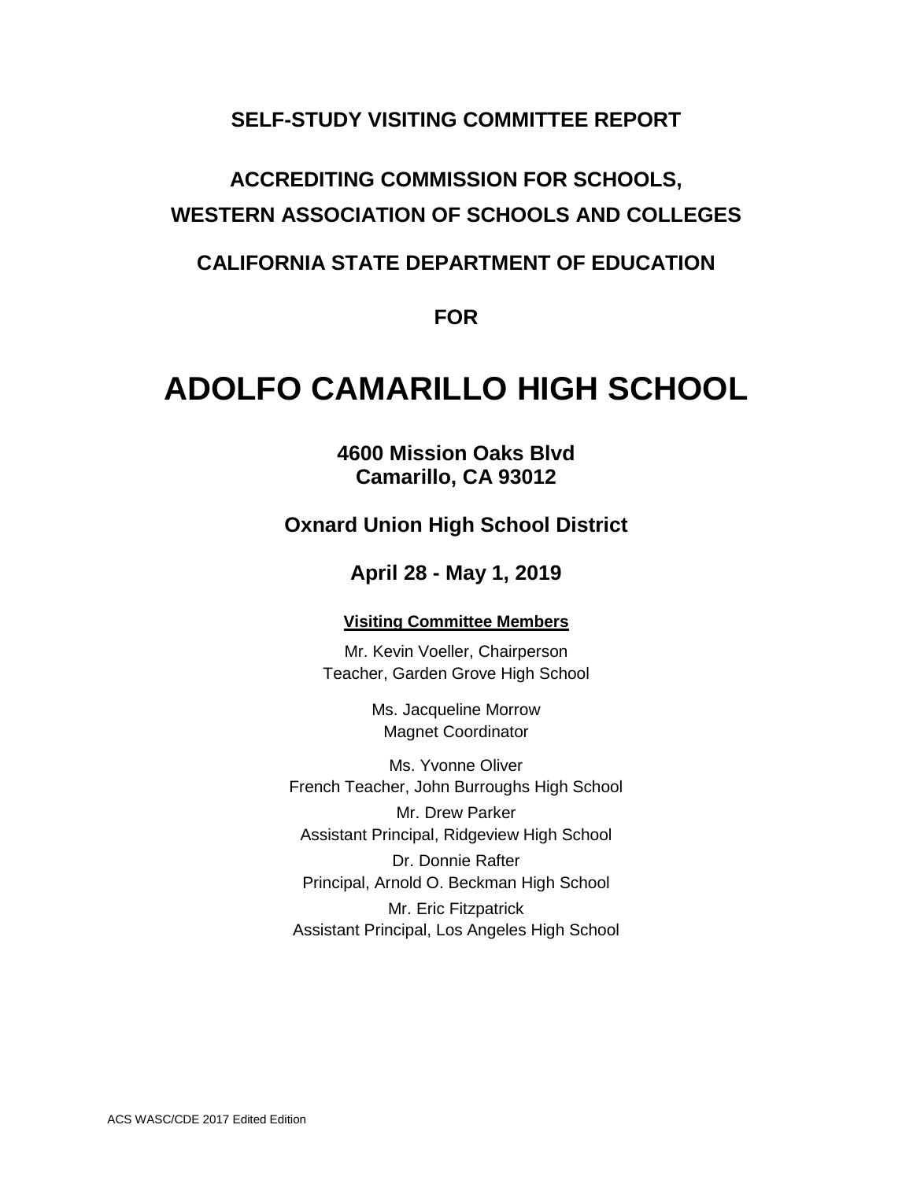**SELF-STUDY VISITING COMMITTEE REPORT**

**ACCREDITING COMMISSION FOR SCHOOLS,**

**WESTERN ASSOCIATION OF SCHOOLS AND COLLEGES**

**CALIFORNIA STATE DEPARTMENT OF EDUCATION**

**FOR**

# ADOLFO CAMARILLO HIGH SCHOOL

**4600 Mission Oaks Blvd**
**Camarillo, CA 93012**

**Oxnard Union High School District**

**April 28 - May 1, 2019**

**Visiting Committee Members**

Mr. Kevin Voeller, Chairperson
Teacher, Garden Grove High School

Ms. Jacqueline Morrow
Magnet Coordinator

Ms. Yvonne Oliver
French Teacher, John Burroughs High School

Mr. Drew Parker
Assistant Principal, Ridgeview High School

Dr. Donnie Rafter
Principal, Arnold O. Beckman High School

Mr. Eric Fitzpatrick
Assistant Principal, Los Angeles High School

ACS WASC/CDE 2017 Edited Edition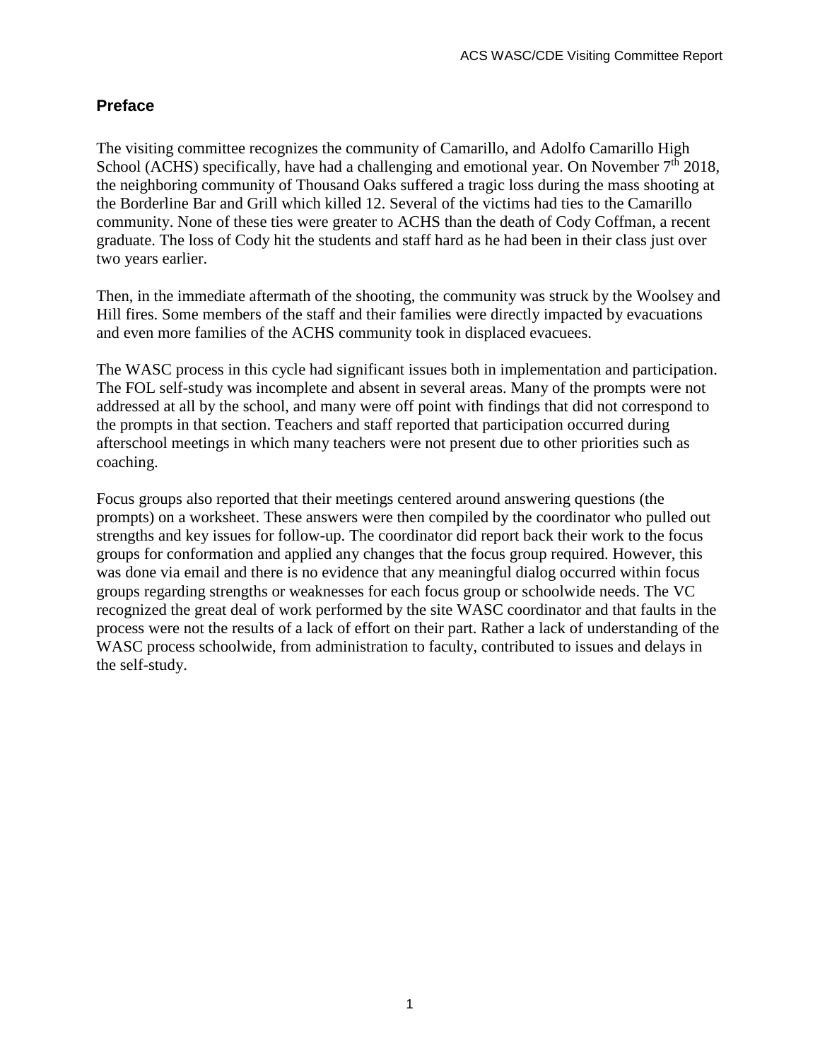## Preface

The visiting committee recognizes the community of Camarillo, and Adolfo Camarillo High School (ACHS) specifically, have had a challenging and emotional year. On November 7th 2018, the neighboring community of Thousand Oaks suffered a tragic loss during the mass shooting at the Borderline Bar and Grill which killed 12. Several of the victims had ties to the Camarillo community. None of these ties were greater to ACHS than the death of Cody Coffman, a recent graduate. The loss of Cody hit the students and staff hard as he had been in their class just over two years earlier.

Then, in the immediate aftermath of the shooting, the community was struck by the Woolsey and Hill fires. Some members of the staff and their families were directly impacted by evacuations and even more families of the ACHS community took in displaced evacuees.

The WASC process in this cycle had significant issues both in implementation and participation. The FOL self-study was incomplete and absent in several areas. Many of the prompts were not addressed at all by the school, and many were off point with findings that did not correspond to the prompts in that section. Teachers and staff reported that participation occurred during afterschool meetings in which many teachers were not present due to other priorities such as coaching.

Focus groups also reported that their meetings centered around answering questions (the prompts) on a worksheet. These answers were then compiled by the coordinator who pulled out strengths and key issues for follow-up. The coordinator did report back their work to the focus groups for conformation and applied any changes that the focus group required. However, this was done via email and there is no evidence that any meaningful dialog occurred within focus groups regarding strengths or weaknesses for each focus group or schoolwide needs. The VC recognized the great deal of work performed by the site WASC coordinator and that faults in the process were not the results of a lack of effort on their part. Rather a lack of understanding of the WASC process schoolwide, from administration to faculty, contributed to issues and delays in the self-study.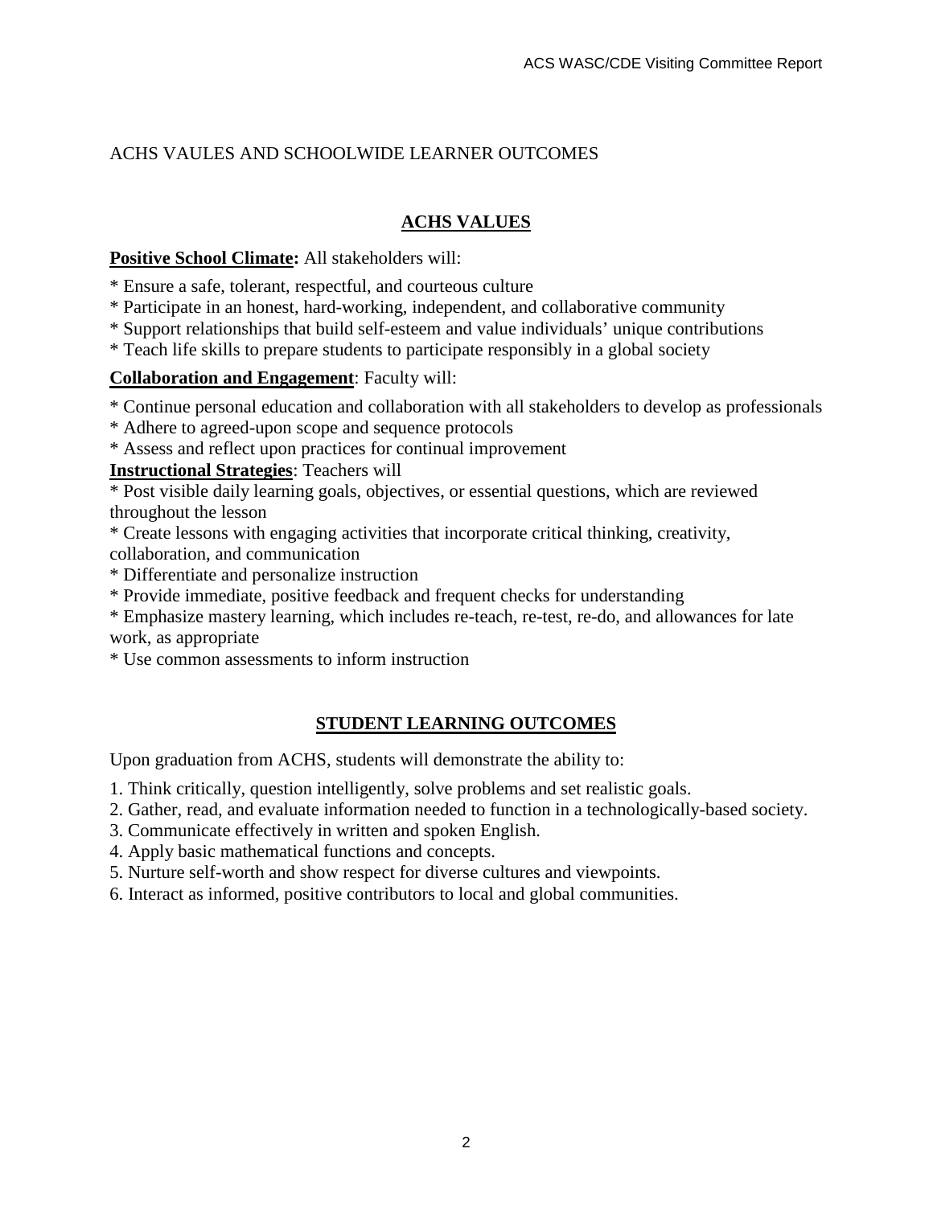ACHS VAULES AND SCHOOLWIDE LEARNER OUTCOMES

## ACHS VALUES

**Positive School Climate:** All stakeholders will:

* Ensure a safe, tolerant, respectful, and courteous culture
* Participate in an honest, hard-working, independent, and collaborative community
* Support relationships that build self-esteem and value individuals' unique contributions
* Teach life skills to prepare students to participate responsibly in a global society

**Collaboration and Engagement**: Faculty will:

* Continue personal education and collaboration with all stakeholders to develop as professionals
* Adhere to agreed-upon scope and sequence protocols
* Assess and reflect upon practices for continual improvement

**Instructional Strategies**: Teachers will

* Post visible daily learning goals, objectives, or essential questions, which are reviewed throughout the lesson
* Create lessons with engaging activities that incorporate critical thinking, creativity, collaboration, and communication
* Differentiate and personalize instruction
* Provide immediate, positive feedback and frequent checks for understanding
* Emphasize mastery learning, which includes re-teach, re-test, re-do, and allowances for late work, as appropriate
* Use common assessments to inform instruction

## STUDENT LEARNING OUTCOMES

Upon graduation from ACHS, students will demonstrate the ability to:

1. Think critically, question intelligently, solve problems and set realistic goals.
2. Gather, read, and evaluate information needed to function in a technologically-based society.
3. Communicate effectively in written and spoken English.
4. Apply basic mathematical functions and concepts.
5. Nurture self-worth and show respect for diverse cultures and viewpoints.
6. Interact as informed, positive contributors to local and global communities.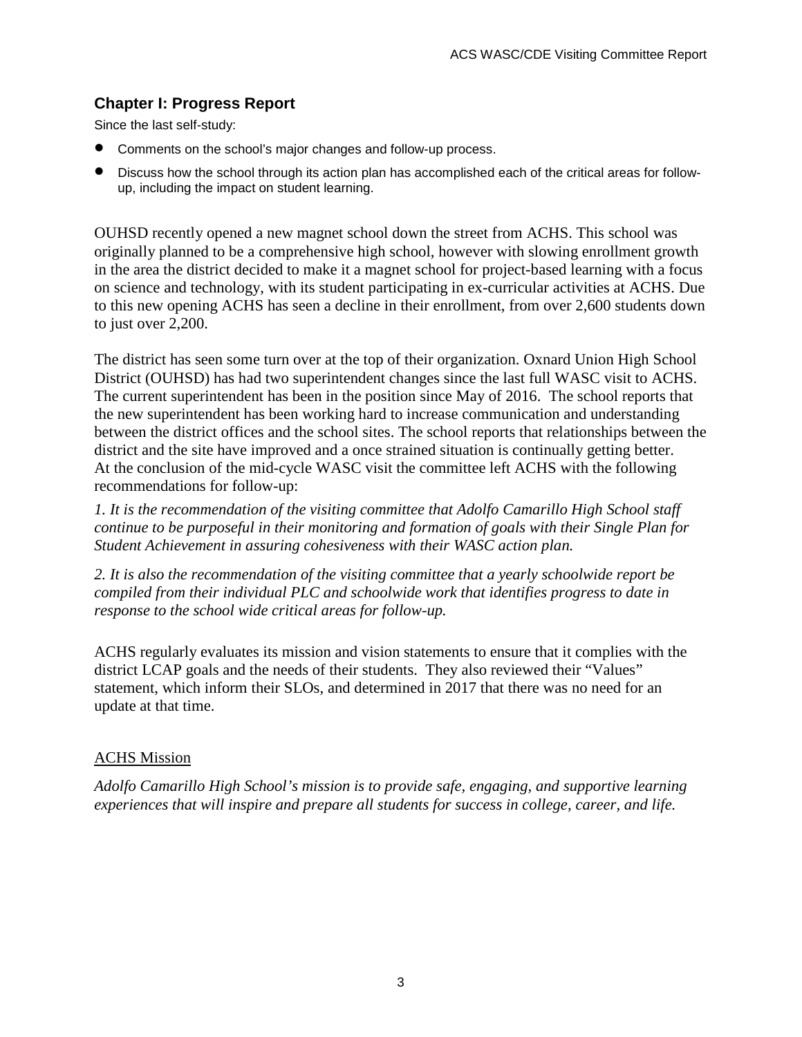## Chapter I: Progress Report

Since the last self-study:

- Comments on the school's major changes and follow-up process.
- Discuss how the school through its action plan has accomplished each of the critical areas for follow-up, including the impact on student learning.

OUHSD recently opened a new magnet school down the street from ACHS. This school was originally planned to be a comprehensive high school, however with slowing enrollment growth in the area the district decided to make it a magnet school for project-based learning with a focus on science and technology, with its student participating in ex-curricular activities at ACHS. Due to this new opening ACHS has seen a decline in their enrollment, from over 2,600 students down to just over 2,200.

The district has seen some turn over at the top of their organization. Oxnard Union High School District (OUHSD) has had two superintendent changes since the last full WASC visit to ACHS. The current superintendent has been in the position since May of 2016. The school reports that the new superintendent has been working hard to increase communication and understanding between the district offices and the school sites. The school reports that relationships between the district and the site have improved and a once strained situation is continually getting better. At the conclusion of the mid-cycle WASC visit the committee left ACHS with the following recommendations for follow-up:

*1. It is the recommendation of the visiting committee that Adolfo Camarillo High School staff continue to be purposeful in their monitoring and formation of goals with their Single Plan for Student Achievement in assuring cohesiveness with their WASC action plan.*

*2. It is also the recommendation of the visiting committee that a yearly schoolwide report be compiled from their individual PLC and schoolwide work that identifies progress to date in response to the school wide critical areas for follow-up.*

ACHS regularly evaluates its mission and vision statements to ensure that it complies with the district LCAP goals and the needs of their students. They also reviewed their "Values" statement, which inform their SLOs, and determined in 2017 that there was no need for an update at that time.

ACHS Mission

*Adolfo Camarillo High School's mission is to provide safe, engaging, and supportive learning experiences that will inspire and prepare all students for success in college, career, and life.*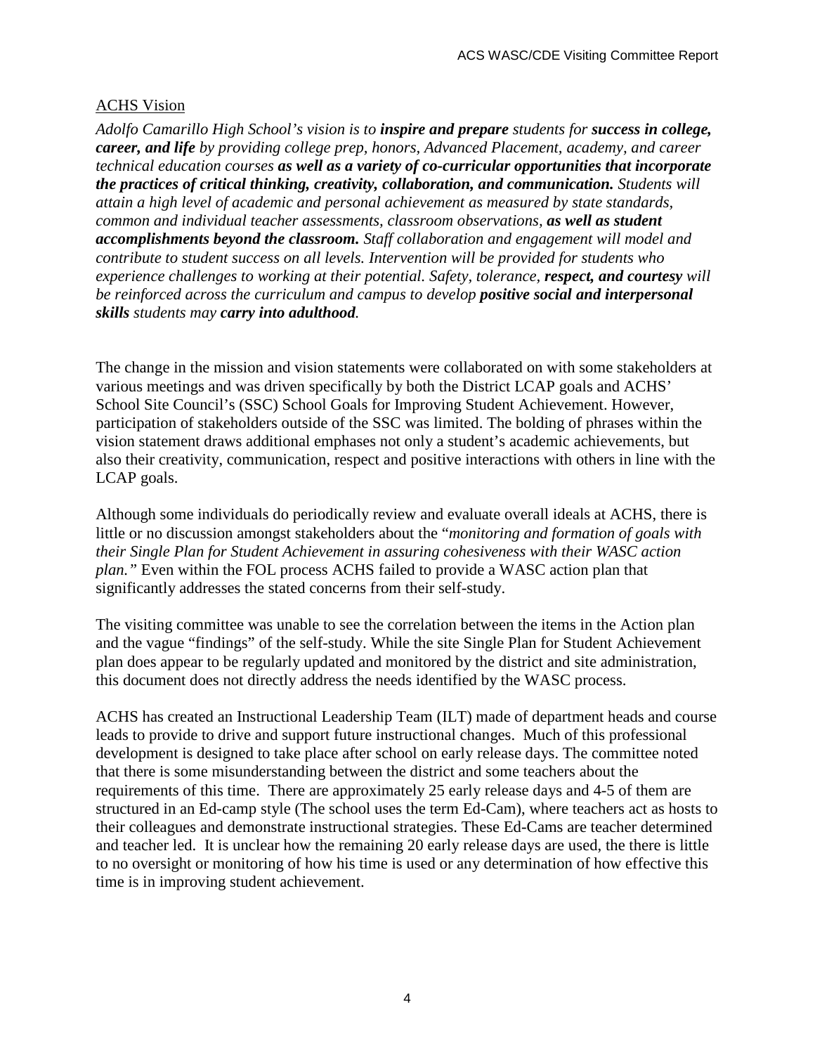ACHS Vision

*Adolfo Camarillo High School's vision is to **inspire and prepare** students for **success in college, career, and life** by providing college prep, honors, Advanced Placement, academy, and career technical education courses **as well as a variety of co-curricular opportunities that incorporate the practices of critical thinking, creativity, collaboration, and communication.** Students will attain a high level of academic and personal achievement as measured by state standards, common and individual teacher assessments, classroom observations, **as well as student accomplishments beyond the classroom.** Staff collaboration and engagement will model and contribute to student success on all levels. Intervention will be provided for students who experience challenges to working at their potential. Safety, tolerance, **respect, and courtesy** will be reinforced across the curriculum and campus to develop **positive social and interpersonal skills** students may **carry into adulthood**.*

The change in the mission and vision statements were collaborated on with some stakeholders at various meetings and was driven specifically by both the District LCAP goals and ACHS' School Site Council's (SSC) School Goals for Improving Student Achievement. However, participation of stakeholders outside of the SSC was limited. The bolding of phrases within the vision statement draws additional emphases not only a student's academic achievements, but also their creativity, communication, respect and positive interactions with others in line with the LCAP goals.

Although some individuals do periodically review and evaluate overall ideals at ACHS, there is little or no discussion amongst stakeholders about the "*monitoring and formation of goals with their Single Plan for Student Achievement in assuring cohesiveness with their WASC action plan."* Even within the FOL process ACHS failed to provide a WASC action plan that significantly addresses the stated concerns from their self-study.

The visiting committee was unable to see the correlation between the items in the Action plan and the vague "findings" of the self-study. While the site Single Plan for Student Achievement plan does appear to be regularly updated and monitored by the district and site administration, this document does not directly address the needs identified by the WASC process.

ACHS has created an Instructional Leadership Team (ILT) made of department heads and course leads to provide to drive and support future instructional changes. Much of this professional development is designed to take place after school on early release days. The committee noted that there is some misunderstanding between the district and some teachers about the requirements of this time. There are approximately 25 early release days and 4-5 of them are structured in an Ed-camp style (The school uses the term Ed-Cam), where teachers act as hosts to their colleagues and demonstrate instructional strategies. These Ed-Cams are teacher determined and teacher led. It is unclear how the remaining 20 early release days are used, the there is little to no oversight or monitoring of how his time is used or any determination of how effective this time is in improving student achievement.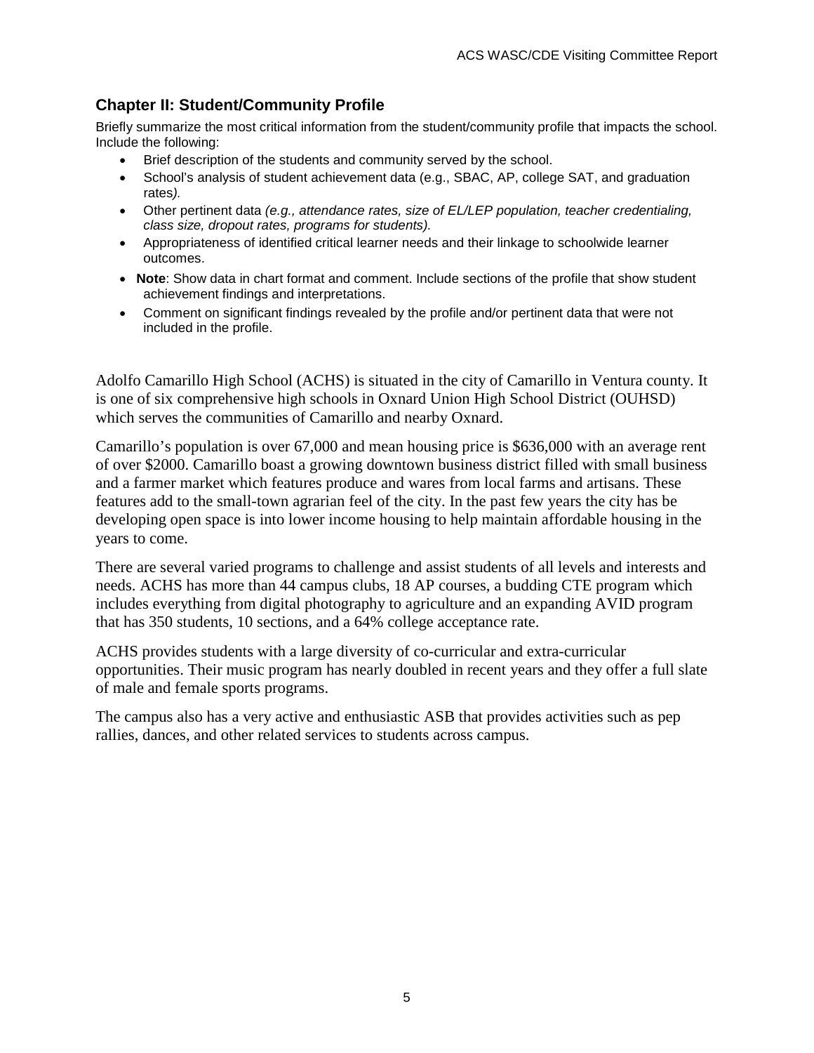## Chapter II: Student/Community Profile

Briefly summarize the most critical information from the student/community profile that impacts the school. Include the following:

- Brief description of the students and community served by the school.
- School's analysis of student achievement data (e.g., SBAC, AP, college SAT, and graduation rates*).*
- Other pertinent data *(e.g., attendance rates, size of EL/LEP population, teacher credentialing, class size, dropout rates, programs for students).*
- Appropriateness of identified critical learner needs and their linkage to schoolwide learner outcomes.
- **Note**: Show data in chart format and comment. Include sections of the profile that show student achievement findings and interpretations.
- Comment on significant findings revealed by the profile and/or pertinent data that were not included in the profile.

Adolfo Camarillo High School (ACHS) is situated in the city of Camarillo in Ventura county. It is one of six comprehensive high schools in Oxnard Union High School District (OUHSD) which serves the communities of Camarillo and nearby Oxnard.

Camarillo's population is over 67,000 and mean housing price is $636,000 with an average rent of over $2000. Camarillo boast a growing downtown business district filled with small business and a farmer market which features produce and wares from local farms and artisans. These features add to the small-town agrarian feel of the city. In the past few years the city has be developing open space is into lower income housing to help maintain affordable housing in the years to come.

There are several varied programs to challenge and assist students of all levels and interests and needs. ACHS has more than 44 campus clubs, 18 AP courses, a budding CTE program which includes everything from digital photography to agriculture and an expanding AVID program that has 350 students, 10 sections, and a 64% college acceptance rate.

ACHS provides students with a large diversity of co-curricular and extra-curricular opportunities. Their music program has nearly doubled in recent years and they offer a full slate of male and female sports programs.

The campus also has a very active and enthusiastic ASB that provides activities such as pep rallies, dances, and other related services to students across campus.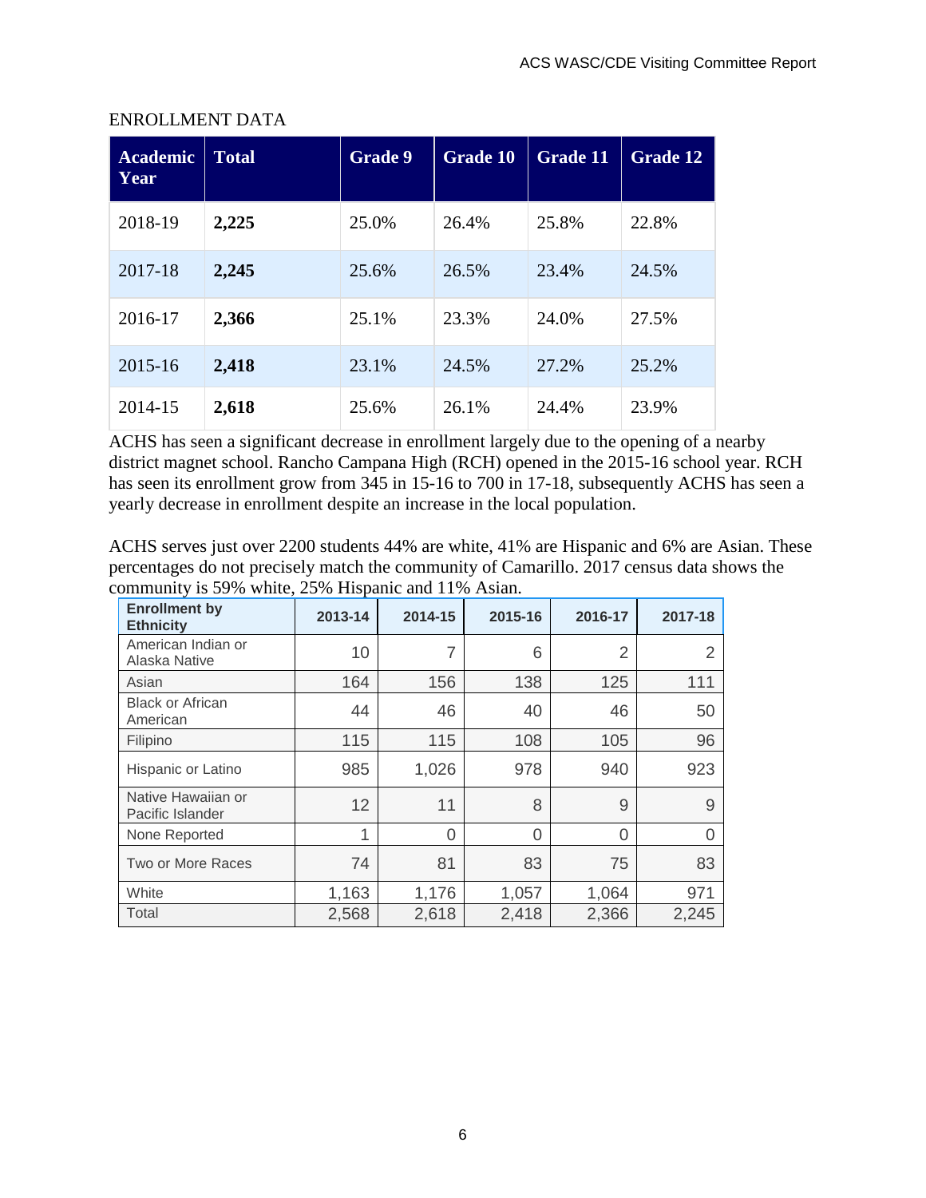ENROLLMENT DATA

| Academic Year | Total | Grade 9 | Grade 10 | Grade 11 | Grade 12 |
|---|---|---|---|---|---|
| 2018-19 | **2,225** | 25.0% | 26.4% | 25.8% | 22.8% |
| 2017-18 | **2,245** | 25.6% | 26.5% | 23.4% | 24.5% |
| 2016-17 | **2,366** | 25.1% | 23.3% | 24.0% | 27.5% |
| 2015-16 | **2,418** | 23.1% | 24.5% | 27.2% | 25.2% |
| 2014-15 | **2,618** | 25.6% | 26.1% | 24.4% | 23.9% |

ACHS has seen a significant decrease in enrollment largely due to the opening of a nearby district magnet school. Rancho Campana High (RCH) opened in the 2015-16 school year. RCH has seen its enrollment grow from 345 in 15-16 to 700 in 17-18, subsequently ACHS has seen a yearly decrease in enrollment despite an increase in the local population.

ACHS serves just over 2200 students 44% are white, 41% are Hispanic and 6% are Asian. These percentages do not precisely match the community of Camarillo. 2017 census data shows the community is 59% white, 25% Hispanic and 11% Asian.

| Enrollment by Ethnicity | 2013-14 | 2014-15 | 2015-16 | 2016-17 | 2017-18 |
|---|---|---|---|---|---|
| American Indian or Alaska Native | 10 | 7 | 6 | 2 | 2 |
| Asian | 164 | 156 | 138 | 125 | 111 |
| Black or African American | 44 | 46 | 40 | 46 | 50 |
| Filipino | 115 | 115 | 108 | 105 | 96 |
| Hispanic or Latino | 985 | 1,026 | 978 | 940 | 923 |
| Native Hawaiian or Pacific Islander | 12 | 11 | 8 | 9 | 9 |
| None Reported | 1 | 0 | 0 | 0 | 0 |
| Two or More Races | 74 | 81 | 83 | 75 | 83 |
| White | 1,163 | 1,176 | 1,057 | 1,064 | 971 |
| Total | 2,568 | 2,618 | 2,418 | 2,366 | 2,245 |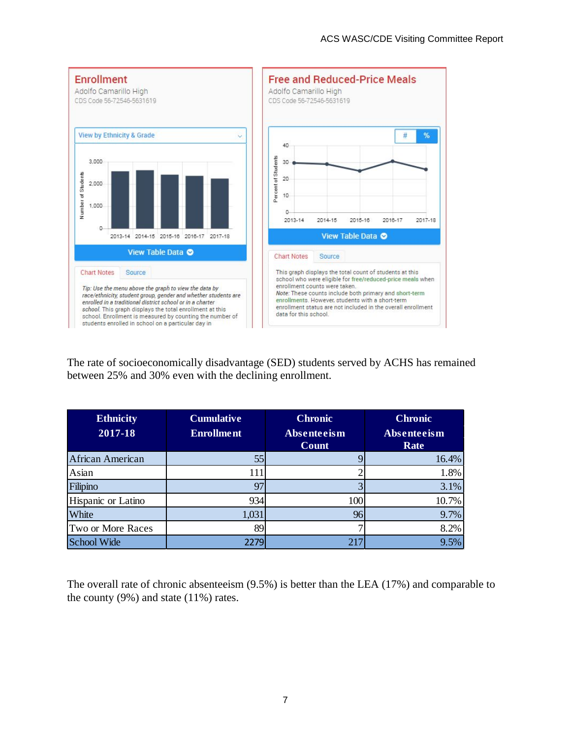## Enrollment

Adolfo Camarillo High
CDS Code 56-72546-5631619

View by Ethnicity & Grade

View Table Data

Chart Notes | Source

*Tip: Use the menu above the graph to view the data by race/ethnicity, student group, gender and whether students are enrolled in a traditional district school or in a charter school.* This graph displays the total enrollment at this school. Enrollment is measured by counting the number of students enrolled in school on a particular day in

## Free and Reduced-Price Meals

Adolfo Camarillo High
CDS Code 56-72546-5631619

View Table Data

Chart Notes | Source

This graph displays the total count of students at this school who were eligible for free/reduced-price meals when enrollment counts were taken.
*Note:* These counts include both primary and short-term enrollments. However, students with a short-term enrollment status are not included in the overall enrollment data for this school.

The rate of socioeconomically disadvantage (SED) students served by ACHS has remained between 25% and 30% even with the declining enrollment.

| Ethnicity 2017-18 | Cumulative Enrollment | Chronic Absenteeism Count | Chronic Absenteeism Rate |
|---|---|---|---|
| African American | 55 | 9 | 16.4% |
| Asian | 111 | 2 | 1.8% |
| Filipino | 97 | 3 | 3.1% |
| Hispanic or Latino | 934 | 100 | 10.7% |
| White | 1,031 | 96 | 9.7% |
| Two or More Races | 89 | 7 | 8.2% |
| School Wide | 2279 | 217 | 9.5% |

The overall rate of chronic absenteeism (9.5%) is better than the LEA (17%) and comparable to the county (9%) and state (11%) rates.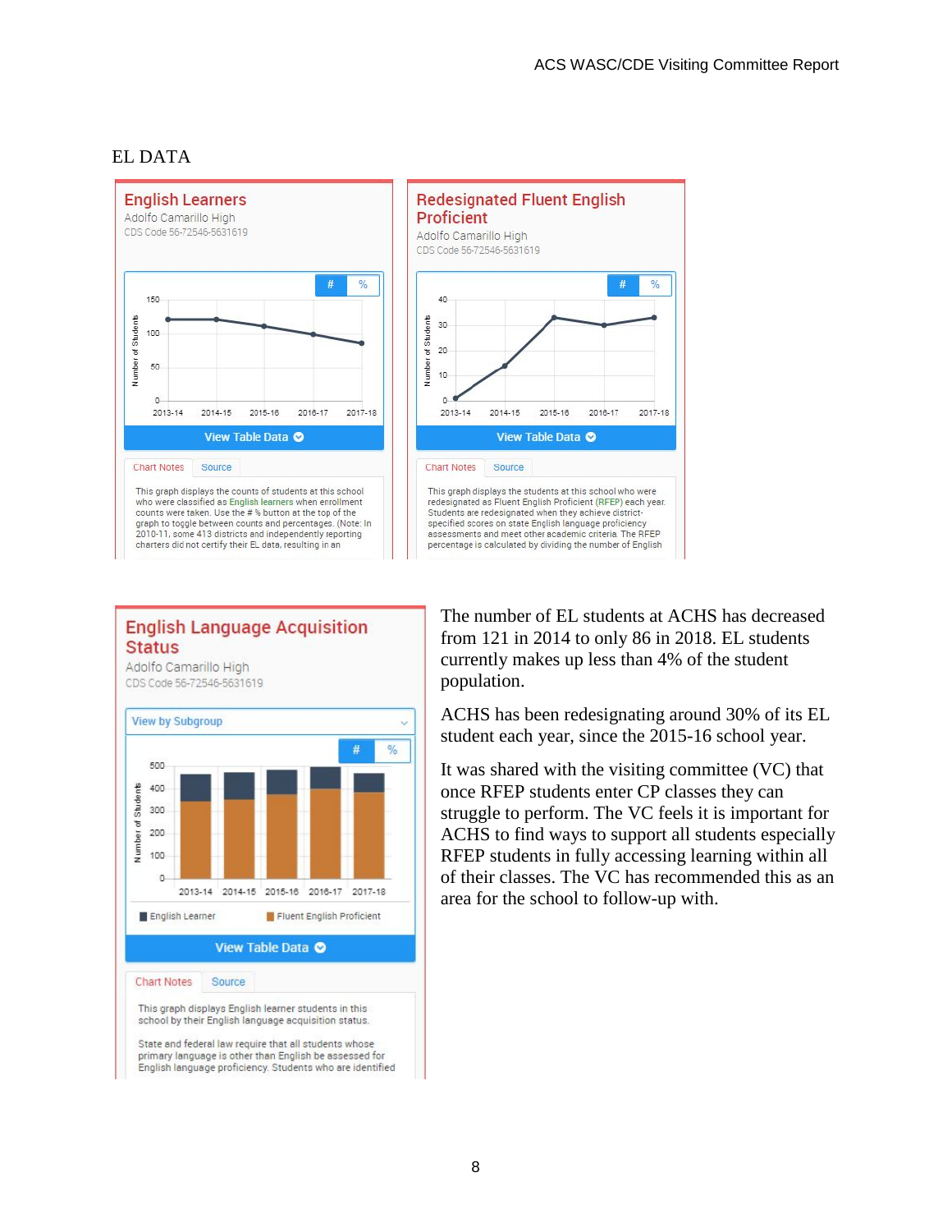# EL DATA

## English Learners

Adolfo Camarillo High

CDS Code 56-72546-5631619

# %

Number of Students

150
100
50
0

2013-14 2014-15 2015-16 2016-17 2017-18

View Table Data

Chart Notes | Source

This graph displays the counts of students at this school who were classified as English learners when enrollment counts were taken. Use the # % button at the top of the graph to toggle between counts and percentages. (Note: In 2010-11, some 413 districts and independently reporting charters did not certify their EL data, resulting in an

## Redesignated Fluent English Proficient

Adolfo Camarillo High

CDS Code 56-72546-5631619

# %

Number of Students

40
30
20
10
0

2013-14 2014-15 2015-16 2016-17 2017-18

View Table Data

Chart Notes | Source

This graph displays the students at this school who were redesignated as Fluent English Proficient (RFEP) each year. Students are redesignated when they achieve district-specified scores on state English language proficiency assessments and meet other academic criteria. The RFEP percentage is calculated by dividing the number of English

## English Language Acquisition Status

Adolfo Camarillo High

CDS Code 56-72546-5631619

View by Subgroup

# %

Number of Students

500
400
300
200
100
0

2013-14 2014-15 2015-16 2016-17 2017-18

English Learner | Fluent English Proficient

View Table Data

Chart Notes | Source

This graph displays English learner students in this school by their English language acquisition status.

State and federal law require that all students whose primary language is other than English be assessed for English language proficiency. Students who are identified

The number of EL students at ACHS has decreased from 121 in 2014 to only 86 in 2018. EL students currently makes up less than 4% of the student population.

ACHS has been redesignating around 30% of its EL student each year, since the 2015-16 school year.

It was shared with the visiting committee (VC) that once RFEP students enter CP classes they can struggle to perform. The VC feels it is important for ACHS to find ways to support all students especially RFEP students in fully accessing learning within all of their classes. The VC has recommended this as an area for the school to follow-up with.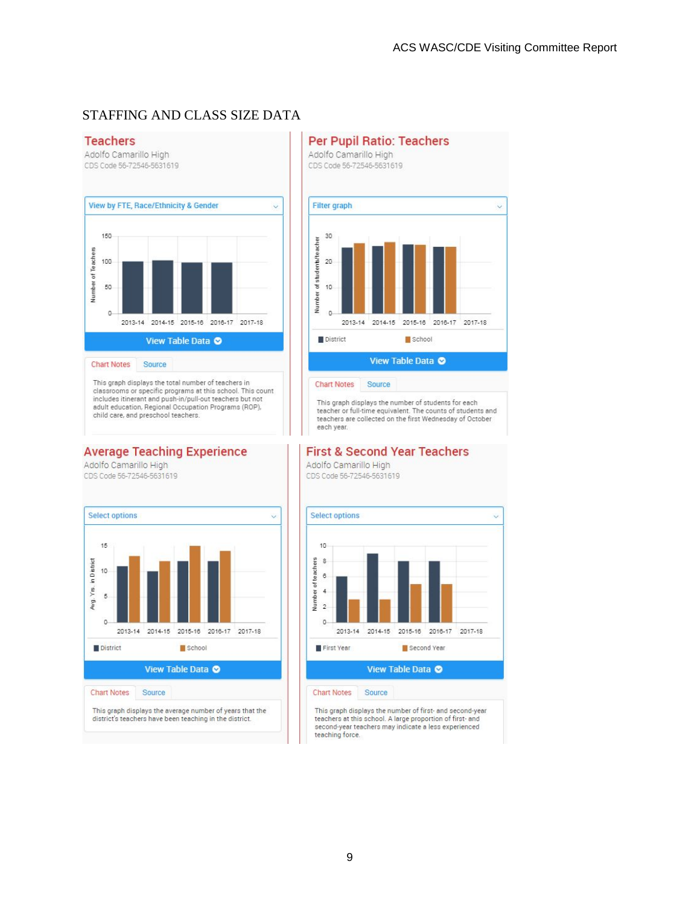STAFFING AND CLASS SIZE DATA

## Teachers

Adolfo Camarillo High

CDS Code 56-72546-5631619

View by FTE, Race/Ethnicity & Gender

View Table Data

Chart Notes | Source

This graph displays the total number of teachers in classrooms or specific programs at this school. This count includes itinerant and push-in/pull-out teachers but not adult education, Regional Occupation Programs (ROP), child care, and preschool teachers.

## Per Pupil Ratio: Teachers

Adolfo Camarillo High

CDS Code 56-72546-5631619

Filter graph

View Table Data

Chart Notes | Source

This graph displays the number of students for each teacher or full-time equivalent. The counts of students and teachers are collected on the first Wednesday of October each year.

## Average Teaching Experience

Adolfo Camarillo High

CDS Code 56-72546-5631619

Select options

View Table Data

Chart Notes | Source

This graph displays the average number of years that the district's teachers have been teaching in the district.

## First & Second Year Teachers

Adolfo Camarillo High

CDS Code 56-72546-5631619

Select options

View Table Data

Chart Notes | Source

This graph displays the number of first- and second-year teachers at this school. A large proportion of first- and second-year teachers may indicate a less experienced teaching force.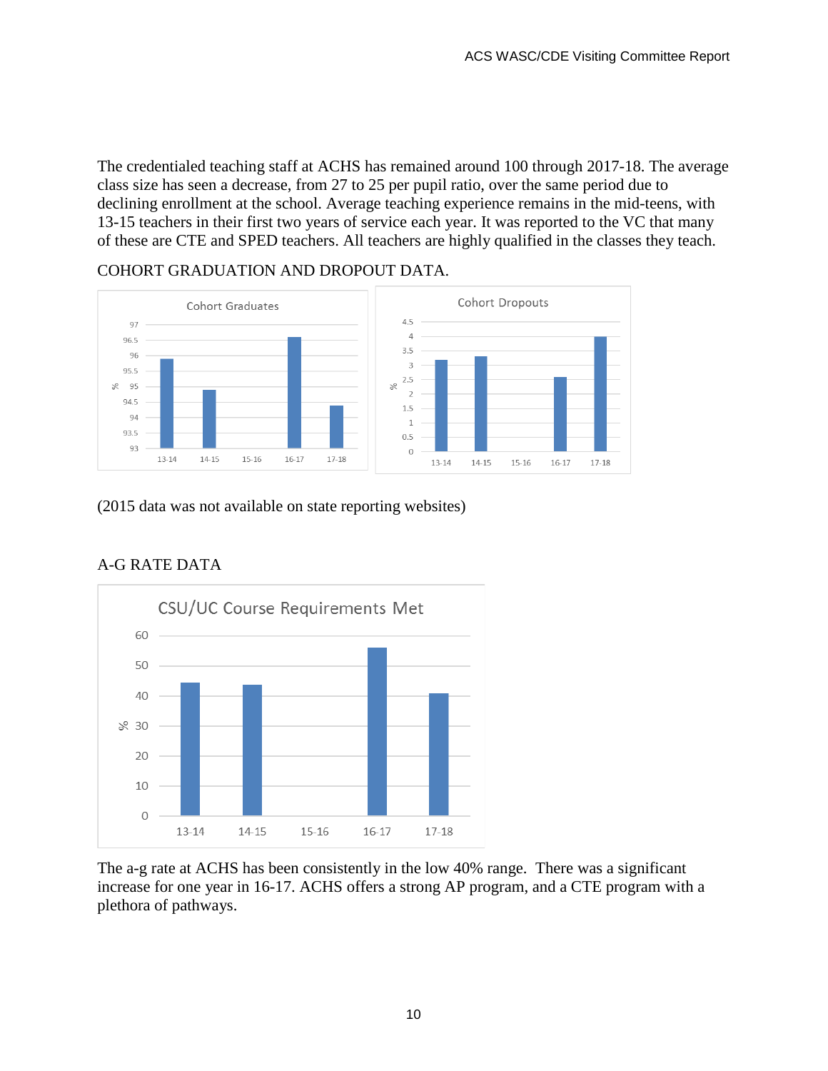The credentialed teaching staff at ACHS has remained around 100 through 2017-18. The average class size has seen a decrease, from 27 to 25 per pupil ratio, over the same period due to declining enrollment at the school. Average teaching experience remains in the mid-teens, with 13-15 teachers in their first two years of service each year. It was reported to the VC that many of these are CTE and SPED teachers. All teachers are highly qualified in the classes they teach.

COHORT GRADUATION AND DROPOUT DATA.

(2015 data was not available on state reporting websites)

A-G RATE DATA

The a-g rate at ACHS has been consistently in the low 40% range. There was a significant increase for one year in 16-17. ACHS offers a strong AP program, and a CTE program with a plethora of pathways.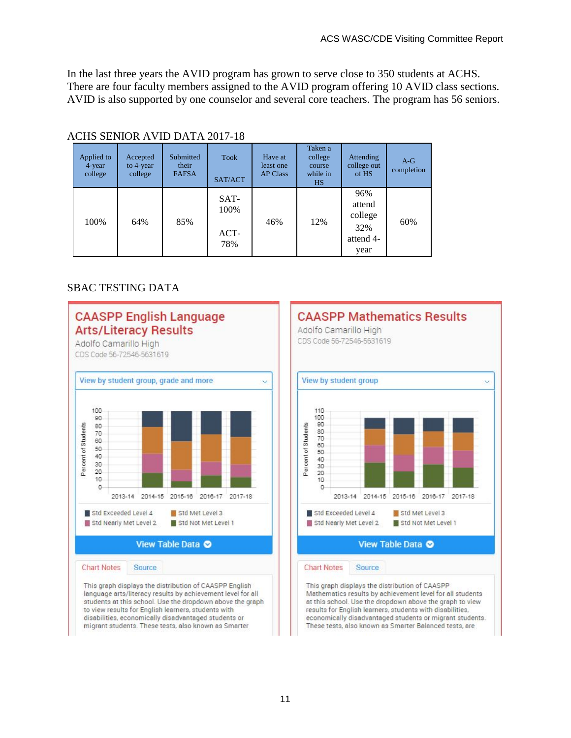In the last three years the AVID program has grown to serve close to 350 students at ACHS. There are four faculty members assigned to the AVID program offering 10 AVID class sections. AVID is also supported by one counselor and several core teachers. The program has 56 seniors.

ACHS SENIOR AVID DATA 2017-18

| Applied to 4-year college | Accepted to 4-year college | Submitted their FAFSA | Took SAT/ACT | Have at least one AP Class | Taken a college course while in HS | Attending college out of HS | A-G completion |
|---|---|---|---|---|---|---|---|
| 100% | 64% | 85% | SAT-100% ACT-78% | 46% | 12% | 96% attend college 32% attend 4-year | 60% |

SBAC TESTING DATA

**CAASPP English Language Arts/Literacy Results**

Adolfo Camarillo High

CDS Code 56-72546-5631619

View by student group, grade and more

2013-14 2014-15 2015-16 2016-17 2017-18

Std Exceeded Level 4 · Std Met Level 3 · Std Nearly Met Level 2 · Std Not Met Level 1

View Table Data

Chart Notes | Source

This graph displays the distribution of CAASPP English language arts/literacy results by achievement level for all students at this school. Use the dropdown above the graph to view results for English learners, students with disabilities, economically disadvantaged students or migrant students. These tests, also known as Smarter

**CAASPP Mathematics Results**

Adolfo Camarillo High

CDS Code 56-72546-5631619

View by student group

2013-14 2014-15 2015-16 2016-17 2017-18

Std Exceeded Level 4 · Std Met Level 3 · Std Nearly Met Level 2 · Std Not Met Level 1

View Table Data

Chart Notes | Source

This graph displays the distribution of CAASPP Mathematics results by achievement level for all students at this school. Use the dropdown above the graph to view results for English learners, students with disabilities, economically disadvantaged students or migrant students. These tests, also known as Smarter Balanced tests, are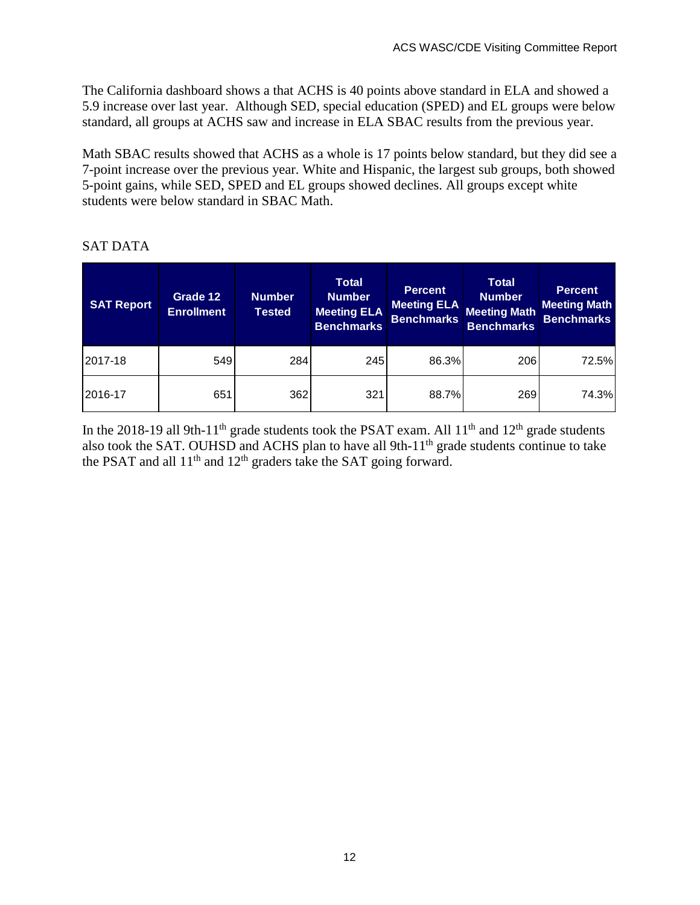The California dashboard shows a that ACHS is 40 points above standard in ELA and showed a 5.9 increase over last year. Although SED, special education (SPED) and EL groups were below standard, all groups at ACHS saw and increase in ELA SBAC results from the previous year.

Math SBAC results showed that ACHS as a whole is 17 points below standard, but they did see a 7-point increase over the previous year. White and Hispanic, the largest sub groups, both showed 5-point gains, while SED, SPED and EL groups showed declines. All groups except white students were below standard in SBAC Math.

SAT DATA

| SAT Report | Grade 12 Enrollment | Number Tested | Total Number Meeting ELA Benchmarks | Percent Meeting ELA Benchmarks | Total Number Meeting Math Benchmarks | Percent Meeting Math Benchmarks |
|---|---|---|---|---|---|---|
| 2017-18 | 549 | 284 | 245 | 86.3% | 206 | 72.5% |
| 2016-17 | 651 | 362 | 321 | 88.7% | 269 | 74.3% |

In the 2018-19 all 9th-11th grade students took the PSAT exam. All 11th and 12th grade students also took the SAT. OUHSD and ACHS plan to have all 9th-11th grade students continue to take the PSAT and all 11th and 12th graders take the SAT going forward.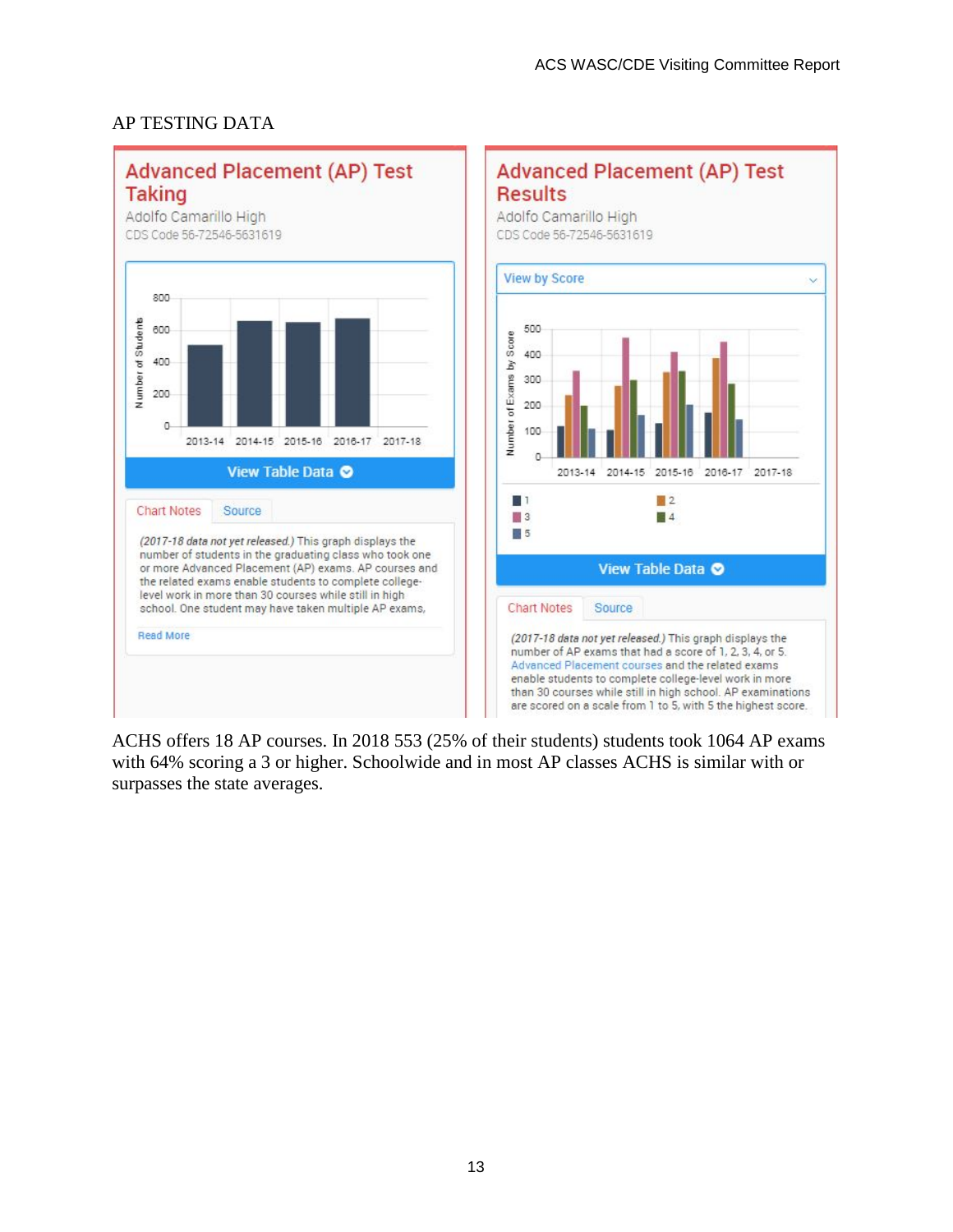## AP TESTING DATA

### Advanced Placement (AP) Test Taking

Adolfo Camarillo High

CDS Code 56-72546-5631619

View Table Data

Chart Notes | Source

*(2017-18 data not yet released.)* This graph displays the number of students in the graduating class who took one or more Advanced Placement (AP) exams. AP courses and the related exams enable students to complete college-level work in more than 30 courses while still in high school. One student may have taken multiple AP exams,

Read More

### Advanced Placement (AP) Test Results

Adolfo Camarillo High

CDS Code 56-72546-5631619

View by Score

View Table Data

Chart Notes | Source

*(2017-18 data not yet released.)* This graph displays the number of AP exams that had a score of 1, 2, 3, 4, or 5. Advanced Placement courses and the related exams enable students to complete college-level work in more than 30 courses while still in high school. AP examinations are scored on a scale from 1 to 5, with 5 the highest score.

ACHS offers 18 AP courses. In 2018 553 (25% of their students) students took 1064 AP exams with 64% scoring a 3 or higher. Schoolwide and in most AP classes ACHS is similar with or surpasses the state averages.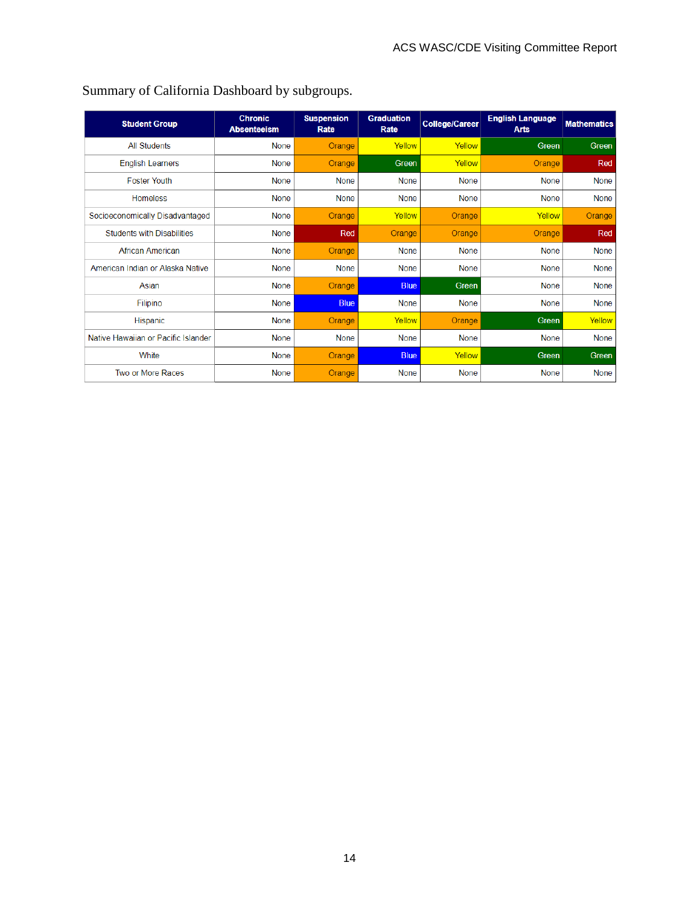Summary of California Dashboard by subgroups.

| Student Group | Chronic Absenteeism | Suspension Rate | Graduation Rate | College/Career | English Language Arts | Mathematics |
|---|---|---|---|---|---|---|
| All Students | None | Orange | Yellow | Yellow | Green | Green |
| English Learners | None | Orange | Green | Yellow | Orange | Red |
| Foster Youth | None | None | None | None | None | None |
| Homeless | None | None | None | None | None | None |
| Socioeconomically Disadvantaged | None | Orange | Yellow | Orange | Yellow | Orange |
| Students with Disabilities | None | Red | Orange | Orange | Orange | Red |
| African American | None | Orange | None | None | None | None |
| American Indian or Alaska Native | None | None | None | None | None | None |
| Asian | None | Orange | Blue | Green | None | None |
| Filipino | None | Blue | None | None | None | None |
| Hispanic | None | Orange | Yellow | Orange | Green | Yellow |
| Native Hawaiian or Pacific Islander | None | None | None | None | None | None |
| White | None | Orange | Blue | Yellow | Green | Green |
| Two or More Races | None | Orange | None | None | None | None |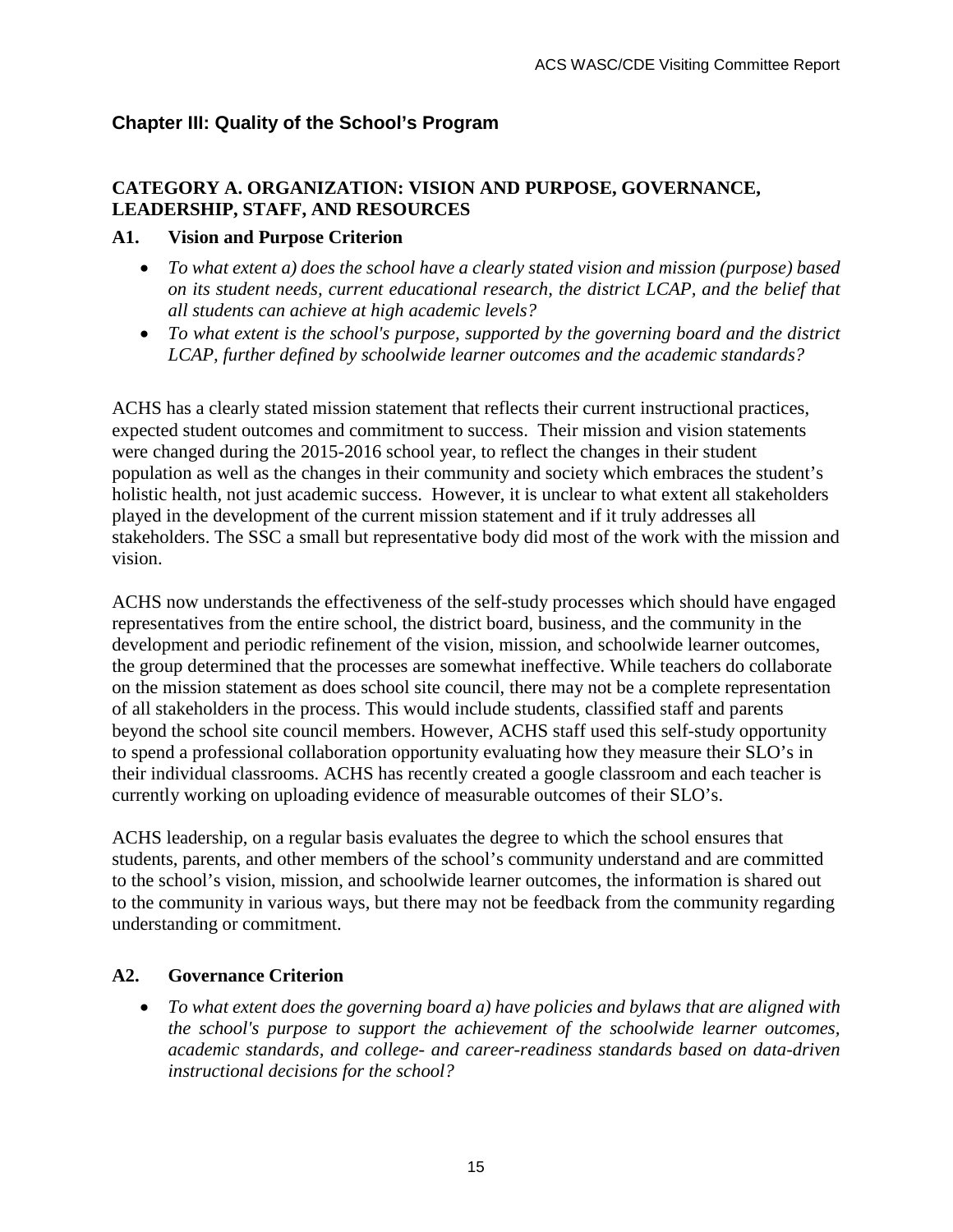## Chapter III: Quality of the School's Program

### CATEGORY A. ORGANIZATION: VISION AND PURPOSE, GOVERNANCE, LEADERSHIP, STAFF, AND RESOURCES

### A1. Vision and Purpose Criterion

- *To what extent a) does the school have a clearly stated vision and mission (purpose) based on its student needs, current educational research, the district LCAP, and the belief that all students can achieve at high academic levels?*
- *To what extent is the school's purpose, supported by the governing board and the district LCAP, further defined by schoolwide learner outcomes and the academic standards?*

ACHS has a clearly stated mission statement that reflects their current instructional practices, expected student outcomes and commitment to success. Their mission and vision statements were changed during the 2015-2016 school year, to reflect the changes in their student population as well as the changes in their community and society which embraces the student's holistic health, not just academic success. However, it is unclear to what extent all stakeholders played in the development of the current mission statement and if it truly addresses all stakeholders. The SSC a small but representative body did most of the work with the mission and vision.

ACHS now understands the effectiveness of the self-study processes which should have engaged representatives from the entire school, the district board, business, and the community in the development and periodic refinement of the vision, mission, and schoolwide learner outcomes, the group determined that the processes are somewhat ineffective. While teachers do collaborate on the mission statement as does school site council, there may not be a complete representation of all stakeholders in the process. This would include students, classified staff and parents beyond the school site council members. However, ACHS staff used this self-study opportunity to spend a professional collaboration opportunity evaluating how they measure their SLO's in their individual classrooms. ACHS has recently created a google classroom and each teacher is currently working on uploading evidence of measurable outcomes of their SLO's.

ACHS leadership, on a regular basis evaluates the degree to which the school ensures that students, parents, and other members of the school's community understand and are committed to the school's vision, mission, and schoolwide learner outcomes, the information is shared out to the community in various ways, but there may not be feedback from the community regarding understanding or commitment.

### A2. Governance Criterion

- *To what extent does the governing board a) have policies and bylaws that are aligned with the school's purpose to support the achievement of the schoolwide learner outcomes, academic standards, and college- and career-readiness standards based on data-driven instructional decisions for the school?*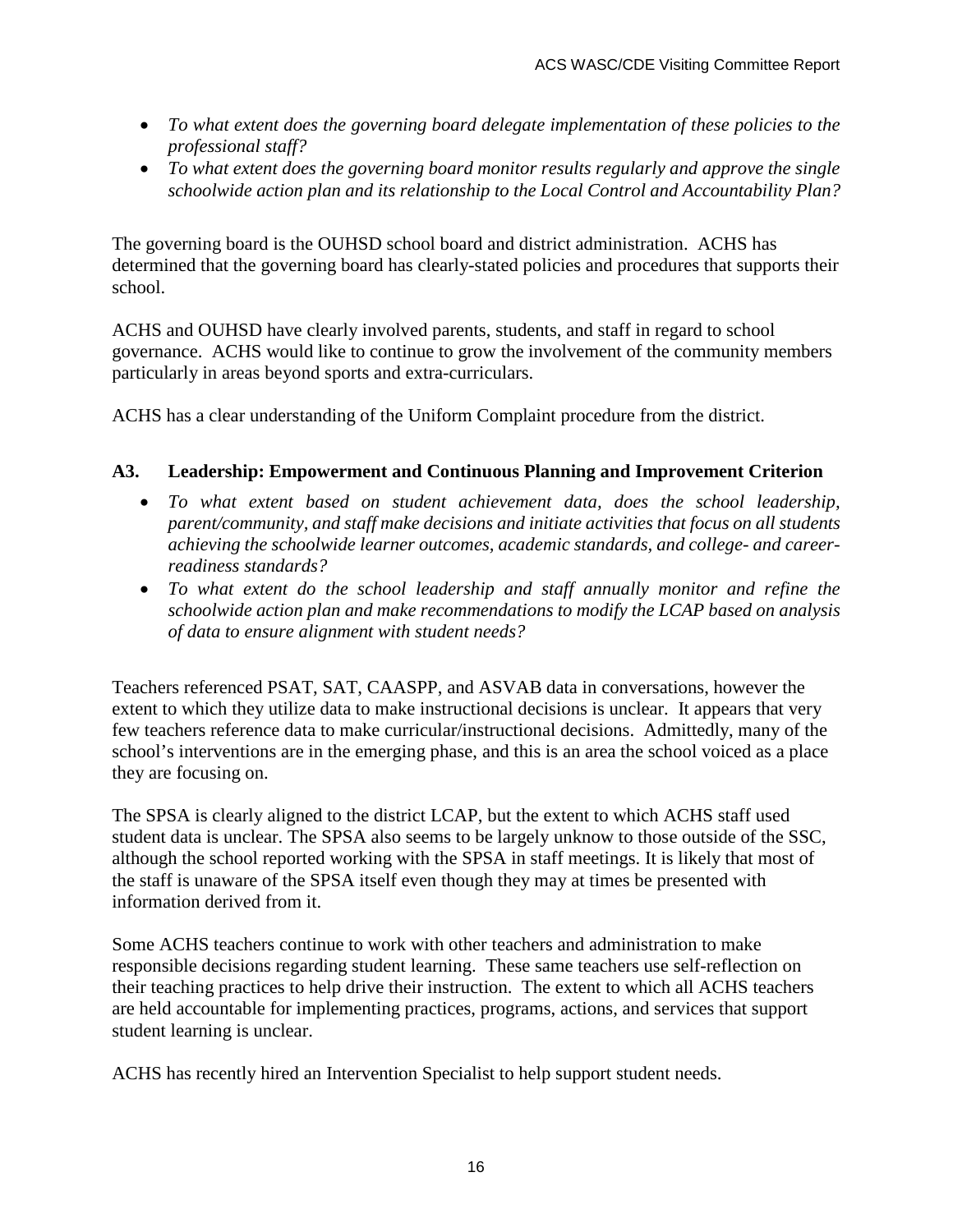- *To what extent does the governing board delegate implementation of these policies to the professional staff?*
- *To what extent does the governing board monitor results regularly and approve the single schoolwide action plan and its relationship to the Local Control and Accountability Plan?*

The governing board is the OUHSD school board and district administration. ACHS has determined that the governing board has clearly-stated policies and procedures that supports their school.

ACHS and OUHSD have clearly involved parents, students, and staff in regard to school governance. ACHS would like to continue to grow the involvement of the community members particularly in areas beyond sports and extra-curriculars.

ACHS has a clear understanding of the Uniform Complaint procedure from the district.

### A3. Leadership: Empowerment and Continuous Planning and Improvement Criterion

- *To what extent based on student achievement data, does the school leadership, parent/community, and staff make decisions and initiate activities that focus on all students achieving the schoolwide learner outcomes, academic standards, and college- and career-readiness standards?*
- *To what extent do the school leadership and staff annually monitor and refine the schoolwide action plan and make recommendations to modify the LCAP based on analysis of data to ensure alignment with student needs?*

Teachers referenced PSAT, SAT, CAASPP, and ASVAB data in conversations, however the extent to which they utilize data to make instructional decisions is unclear. It appears that very few teachers reference data to make curricular/instructional decisions. Admittedly, many of the school's interventions are in the emerging phase, and this is an area the school voiced as a place they are focusing on.

The SPSA is clearly aligned to the district LCAP, but the extent to which ACHS staff used student data is unclear. The SPSA also seems to be largely unknow to those outside of the SSC, although the school reported working with the SPSA in staff meetings. It is likely that most of the staff is unaware of the SPSA itself even though they may at times be presented with information derived from it.

Some ACHS teachers continue to work with other teachers and administration to make responsible decisions regarding student learning. These same teachers use self-reflection on their teaching practices to help drive their instruction. The extent to which all ACHS teachers are held accountable for implementing practices, programs, actions, and services that support student learning is unclear.

ACHS has recently hired an Intervention Specialist to help support student needs.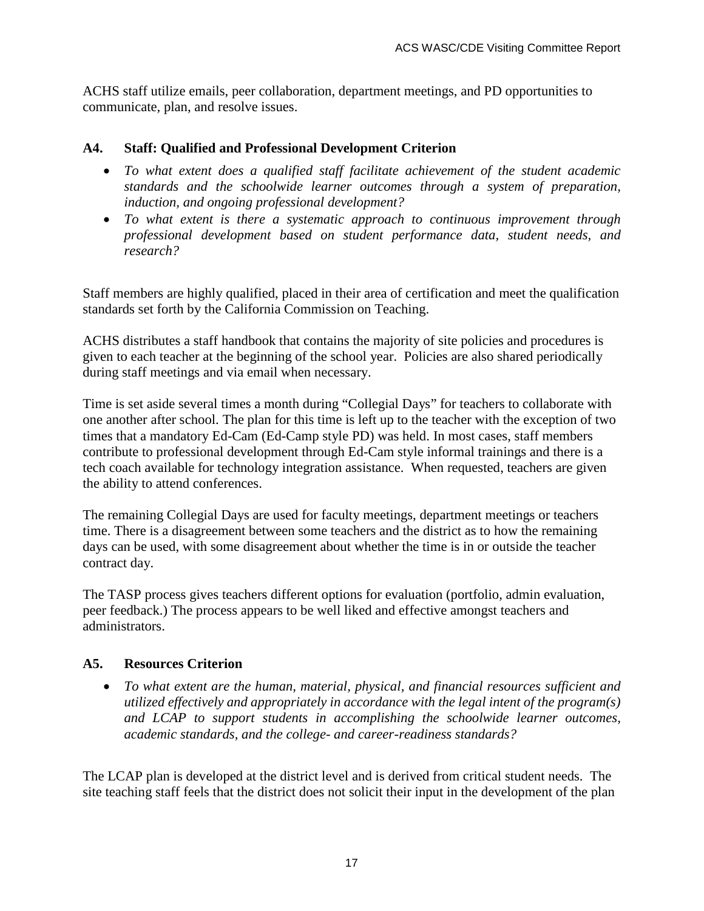ACHS staff utilize emails, peer collaboration, department meetings, and PD opportunities to communicate, plan, and resolve issues.

### A4. Staff: Qualified and Professional Development Criterion

- *To what extent does a qualified staff facilitate achievement of the student academic standards and the schoolwide learner outcomes through a system of preparation, induction, and ongoing professional development?*
- *To what extent is there a systematic approach to continuous improvement through professional development based on student performance data, student needs, and research?*

Staff members are highly qualified, placed in their area of certification and meet the qualification standards set forth by the California Commission on Teaching.

ACHS distributes a staff handbook that contains the majority of site policies and procedures is given to each teacher at the beginning of the school year. Policies are also shared periodically during staff meetings and via email when necessary.

Time is set aside several times a month during "Collegial Days" for teachers to collaborate with one another after school. The plan for this time is left up to the teacher with the exception of two times that a mandatory Ed-Cam (Ed-Camp style PD) was held. In most cases, staff members contribute to professional development through Ed-Cam style informal trainings and there is a tech coach available for technology integration assistance. When requested, teachers are given the ability to attend conferences.

The remaining Collegial Days are used for faculty meetings, department meetings or teachers time. There is a disagreement between some teachers and the district as to how the remaining days can be used, with some disagreement about whether the time is in or outside the teacher contract day.

The TASP process gives teachers different options for evaluation (portfolio, admin evaluation, peer feedback.) The process appears to be well liked and effective amongst teachers and administrators.

### A5. Resources Criterion

- *To what extent are the human, material, physical, and financial resources sufficient and utilized effectively and appropriately in accordance with the legal intent of the program(s) and LCAP to support students in accomplishing the schoolwide learner outcomes, academic standards, and the college- and career-readiness standards?*

The LCAP plan is developed at the district level and is derived from critical student needs. The site teaching staff feels that the district does not solicit their input in the development of the plan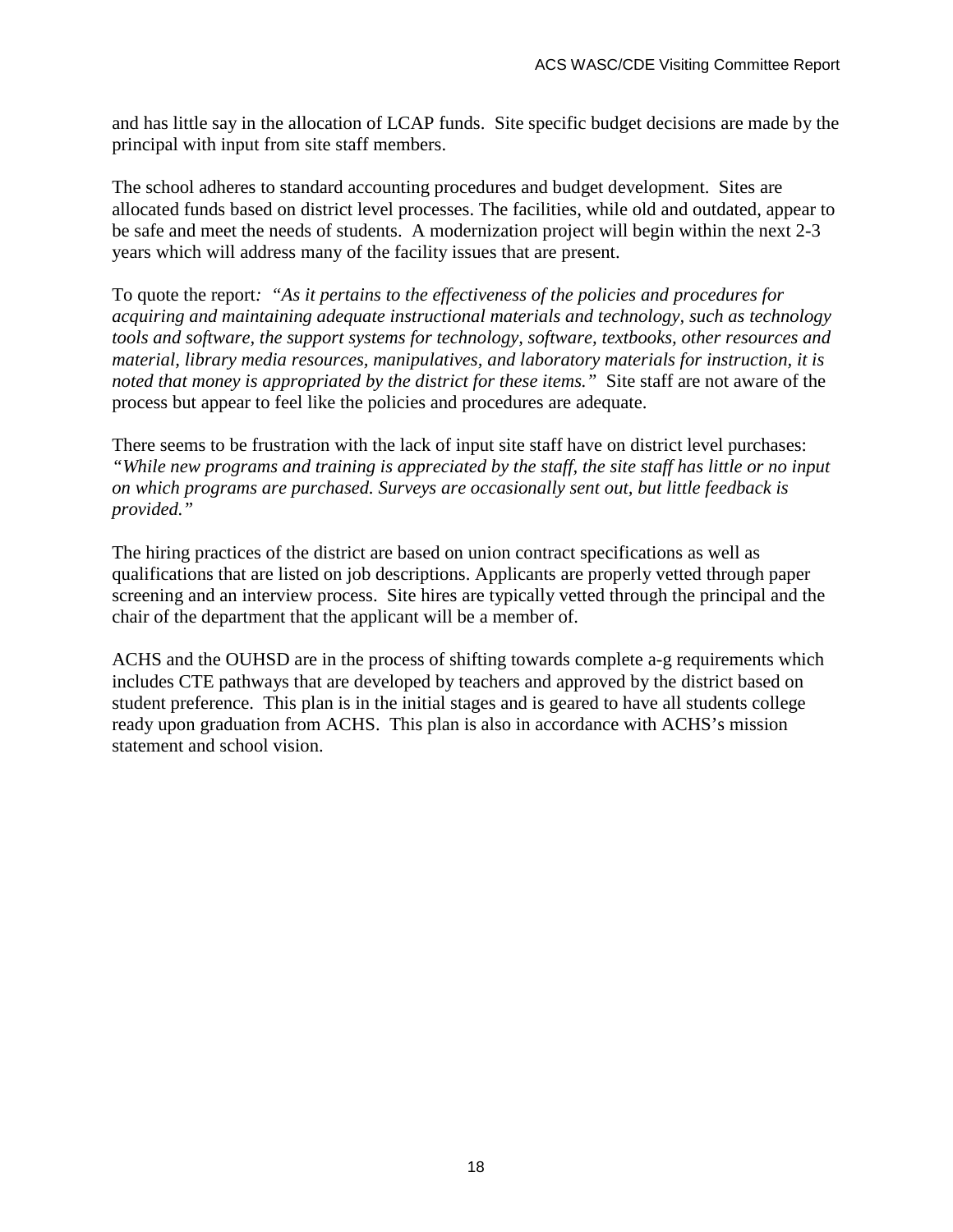and has little say in the allocation of LCAP funds. Site specific budget decisions are made by the principal with input from site staff members.

The school adheres to standard accounting procedures and budget development. Sites are allocated funds based on district level processes. The facilities, while old and outdated, appear to be safe and meet the needs of students. A modernization project will begin within the next 2-3 years which will address many of the facility issues that are present.

To quote the report: *"As it pertains to the effectiveness of the policies and procedures for acquiring and maintaining adequate instructional materials and technology, such as technology tools and software, the support systems for technology, software, textbooks, other resources and material, library media resources, manipulatives, and laboratory materials for instruction, it is noted that money is appropriated by the district for these items."* Site staff are not aware of the process but appear to feel like the policies and procedures are adequate.

There seems to be frustration with the lack of input site staff have on district level purchases: *"While new programs and training is appreciated by the staff, the site staff has little or no input on which programs are purchased. Surveys are occasionally sent out, but little feedback is provided."*

The hiring practices of the district are based on union contract specifications as well as qualifications that are listed on job descriptions. Applicants are properly vetted through paper screening and an interview process. Site hires are typically vetted through the principal and the chair of the department that the applicant will be a member of.

ACHS and the OUHSD are in the process of shifting towards complete a-g requirements which includes CTE pathways that are developed by teachers and approved by the district based on student preference. This plan is in the initial stages and is geared to have all students college ready upon graduation from ACHS. This plan is also in accordance with ACHS's mission statement and school vision.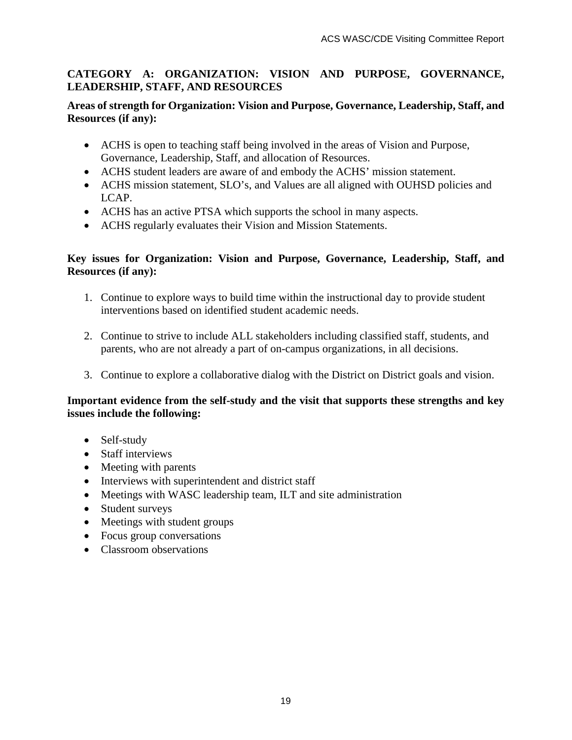**CATEGORY A: ORGANIZATION: VISION AND PURPOSE, GOVERNANCE, LEADERSHIP, STAFF, AND RESOURCES**

**Areas of strength for Organization: Vision and Purpose, Governance, Leadership, Staff, and Resources (if any):**

- ACHS is open to teaching staff being involved in the areas of Vision and Purpose, Governance, Leadership, Staff, and allocation of Resources.
- ACHS student leaders are aware of and embody the ACHS' mission statement.
- ACHS mission statement, SLO's, and Values are all aligned with OUHSD policies and LCAP.
- ACHS has an active PTSA which supports the school in many aspects.
- ACHS regularly evaluates their Vision and Mission Statements.

**Key issues for Organization: Vision and Purpose, Governance, Leadership, Staff, and Resources (if any):**

1. Continue to explore ways to build time within the instructional day to provide student interventions based on identified student academic needs.

2. Continue to strive to include ALL stakeholders including classified staff, students, and parents, who are not already a part of on-campus organizations, in all decisions.

3. Continue to explore a collaborative dialog with the District on District goals and vision.

**Important evidence from the self-study and the visit that supports these strengths and key issues include the following:**

- Self-study
- Staff interviews
- Meeting with parents
- Interviews with superintendent and district staff
- Meetings with WASC leadership team, ILT and site administration
- Student surveys
- Meetings with student groups
- Focus group conversations
- Classroom observations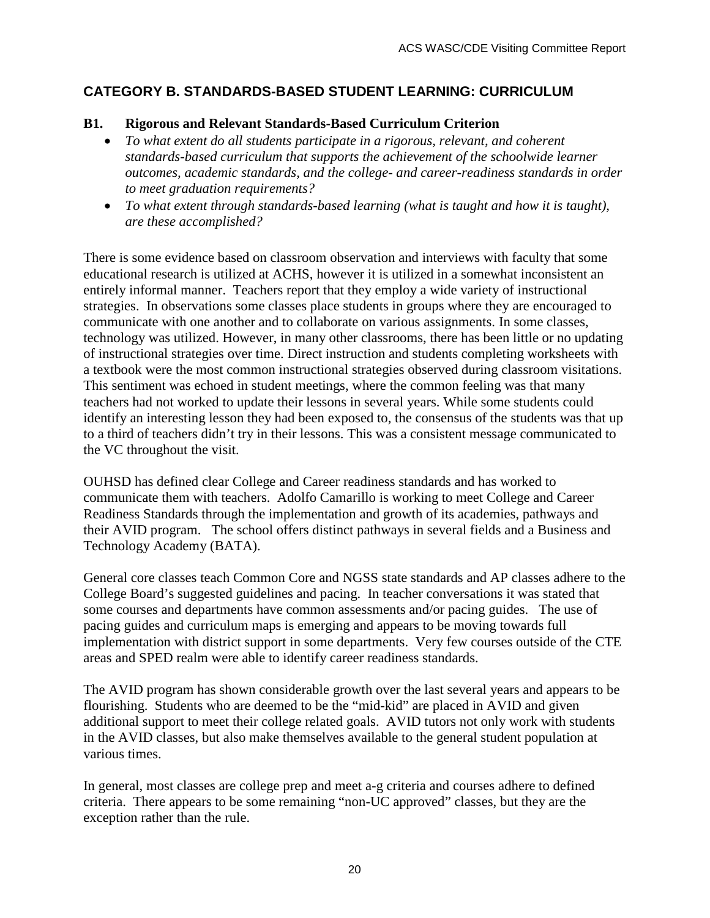## CATEGORY B. STANDARDS-BASED STUDENT LEARNING: CURRICULUM

### B1. Rigorous and Relevant Standards-Based Curriculum Criterion

- *To what extent do all students participate in a rigorous, relevant, and coherent standards-based curriculum that supports the achievement of the schoolwide learner outcomes, academic standards, and the college- and career-readiness standards in order to meet graduation requirements?*
- *To what extent through standards-based learning (what is taught and how it is taught), are these accomplished?*

There is some evidence based on classroom observation and interviews with faculty that some educational research is utilized at ACHS, however it is utilized in a somewhat inconsistent an entirely informal manner. Teachers report that they employ a wide variety of instructional strategies. In observations some classes place students in groups where they are encouraged to communicate with one another and to collaborate on various assignments. In some classes, technology was utilized. However, in many other classrooms, there has been little or no updating of instructional strategies over time. Direct instruction and students completing worksheets with a textbook were the most common instructional strategies observed during classroom visitations. This sentiment was echoed in student meetings, where the common feeling was that many teachers had not worked to update their lessons in several years. While some students could identify an interesting lesson they had been exposed to, the consensus of the students was that up to a third of teachers didn't try in their lessons. This was a consistent message communicated to the VC throughout the visit.

OUHSD has defined clear College and Career readiness standards and has worked to communicate them with teachers. Adolfo Camarillo is working to meet College and Career Readiness Standards through the implementation and growth of its academies, pathways and their AVID program. The school offers distinct pathways in several fields and a Business and Technology Academy (BATA).

General core classes teach Common Core and NGSS state standards and AP classes adhere to the College Board's suggested guidelines and pacing. In teacher conversations it was stated that some courses and departments have common assessments and/or pacing guides. The use of pacing guides and curriculum maps is emerging and appears to be moving towards full implementation with district support in some departments. Very few courses outside of the CTE areas and SPED realm were able to identify career readiness standards.

The AVID program has shown considerable growth over the last several years and appears to be flourishing. Students who are deemed to be the "mid-kid" are placed in AVID and given additional support to meet their college related goals. AVID tutors not only work with students in the AVID classes, but also make themselves available to the general student population at various times.

In general, most classes are college prep and meet a-g criteria and courses adhere to defined criteria. There appears to be some remaining "non-UC approved" classes, but they are the exception rather than the rule.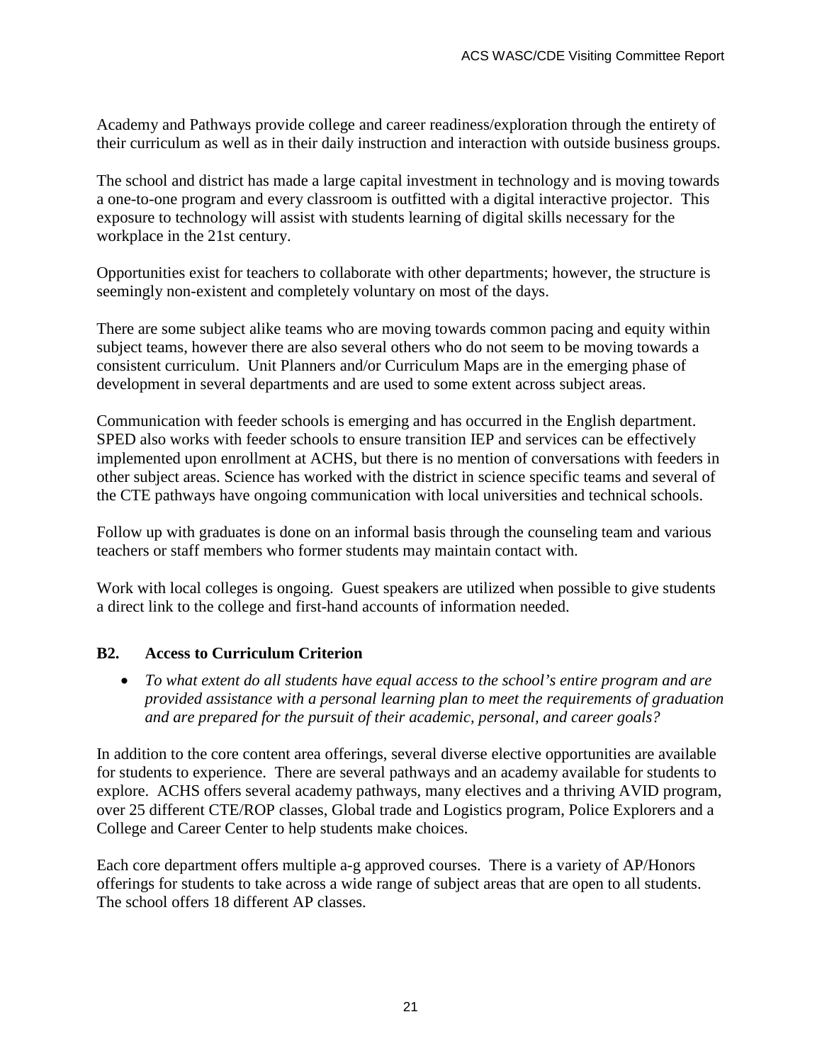Academy and Pathways provide college and career readiness/exploration through the entirety of their curriculum as well as in their daily instruction and interaction with outside business groups.

The school and district has made a large capital investment in technology and is moving towards a one-to-one program and every classroom is outfitted with a digital interactive projector. This exposure to technology will assist with students learning of digital skills necessary for the workplace in the 21st century.

Opportunities exist for teachers to collaborate with other departments; however, the structure is seemingly non-existent and completely voluntary on most of the days.

There are some subject alike teams who are moving towards common pacing and equity within subject teams, however there are also several others who do not seem to be moving towards a consistent curriculum. Unit Planners and/or Curriculum Maps are in the emerging phase of development in several departments and are used to some extent across subject areas.

Communication with feeder schools is emerging and has occurred in the English department. SPED also works with feeder schools to ensure transition IEP and services can be effectively implemented upon enrollment at ACHS, but there is no mention of conversations with feeders in other subject areas. Science has worked with the district in science specific teams and several of the CTE pathways have ongoing communication with local universities and technical schools.

Follow up with graduates is done on an informal basis through the counseling team and various teachers or staff members who former students may maintain contact with.

Work with local colleges is ongoing. Guest speakers are utilized when possible to give students a direct link to the college and first-hand accounts of information needed.

### B2. Access to Curriculum Criterion

- *To what extent do all students have equal access to the school's entire program and are provided assistance with a personal learning plan to meet the requirements of graduation and are prepared for the pursuit of their academic, personal, and career goals?*

In addition to the core content area offerings, several diverse elective opportunities are available for students to experience. There are several pathways and an academy available for students to explore. ACHS offers several academy pathways, many electives and a thriving AVID program, over 25 different CTE/ROP classes, Global trade and Logistics program, Police Explorers and a College and Career Center to help students make choices.

Each core department offers multiple a-g approved courses. There is a variety of AP/Honors offerings for students to take across a wide range of subject areas that are open to all students. The school offers 18 different AP classes.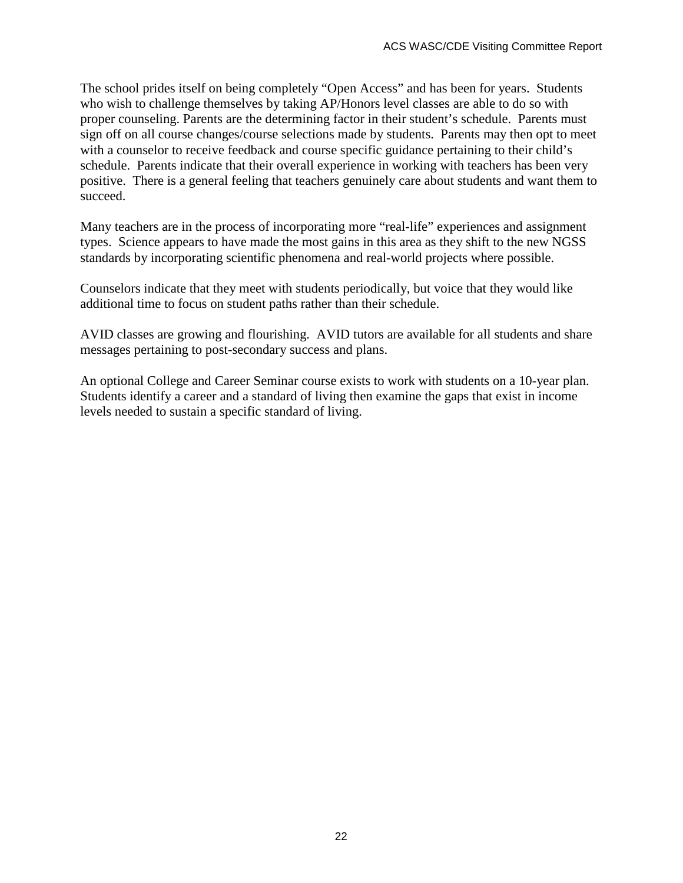The school prides itself on being completely "Open Access" and has been for years. Students who wish to challenge themselves by taking AP/Honors level classes are able to do so with proper counseling. Parents are the determining factor in their student's schedule. Parents must sign off on all course changes/course selections made by students. Parents may then opt to meet with a counselor to receive feedback and course specific guidance pertaining to their child's schedule. Parents indicate that their overall experience in working with teachers has been very positive. There is a general feeling that teachers genuinely care about students and want them to succeed.

Many teachers are in the process of incorporating more "real-life" experiences and assignment types. Science appears to have made the most gains in this area as they shift to the new NGSS standards by incorporating scientific phenomena and real-world projects where possible.

Counselors indicate that they meet with students periodically, but voice that they would like additional time to focus on student paths rather than their schedule.

AVID classes are growing and flourishing. AVID tutors are available for all students and share messages pertaining to post-secondary success and plans.

An optional College and Career Seminar course exists to work with students on a 10-year plan. Students identify a career and a standard of living then examine the gaps that exist in income levels needed to sustain a specific standard of living.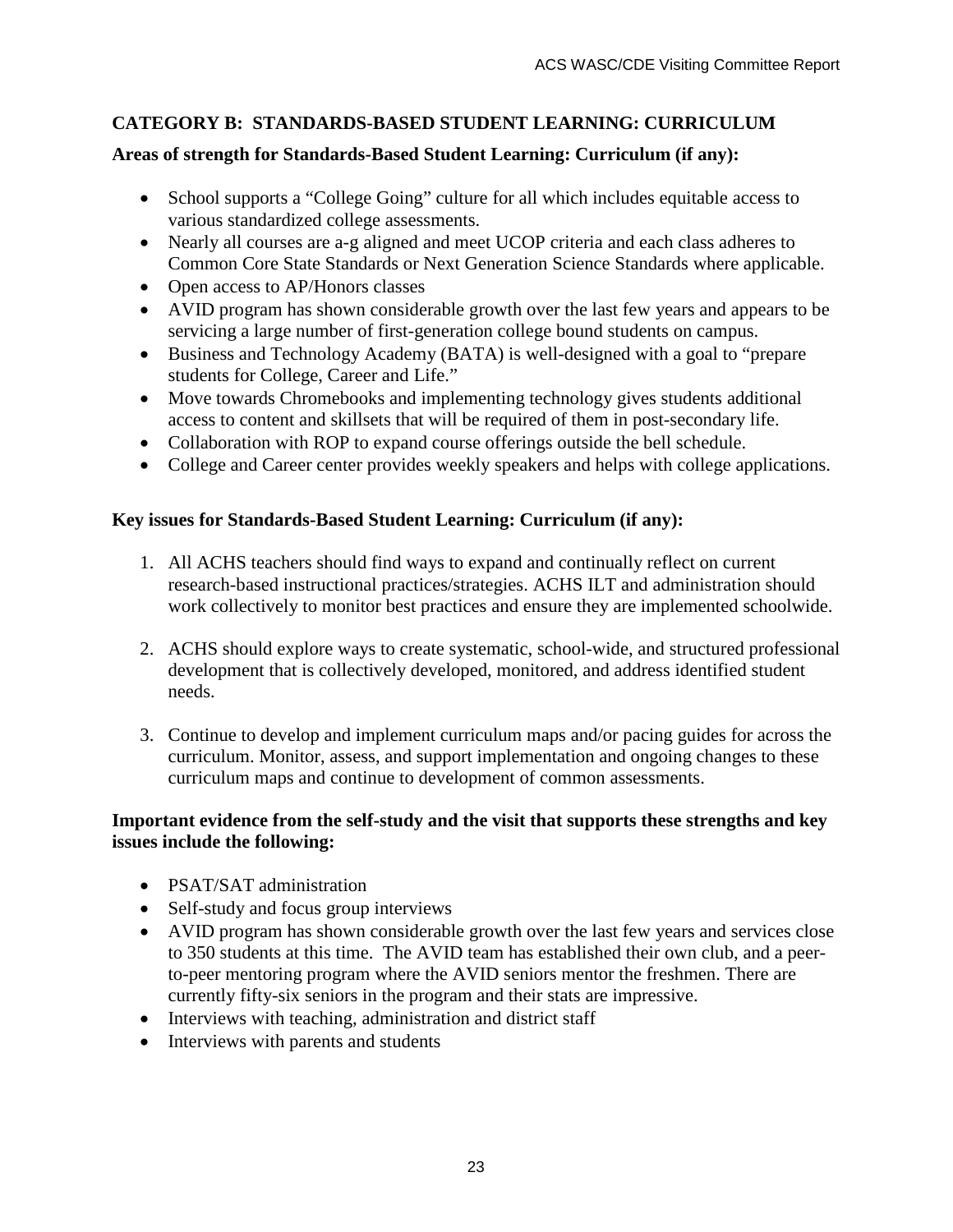## CATEGORY B: STANDARDS-BASED STUDENT LEARNING: CURRICULUM

**Areas of strength for Standards-Based Student Learning: Curriculum (if any):**

- School supports a "College Going" culture for all which includes equitable access to various standardized college assessments.
- Nearly all courses are a-g aligned and meet UCOP criteria and each class adheres to Common Core State Standards or Next Generation Science Standards where applicable.
- Open access to AP/Honors classes
- AVID program has shown considerable growth over the last few years and appears to be servicing a large number of first-generation college bound students on campus.
- Business and Technology Academy (BATA) is well-designed with a goal to "prepare students for College, Career and Life."
- Move towards Chromebooks and implementing technology gives students additional access to content and skillsets that will be required of them in post-secondary life.
- Collaboration with ROP to expand course offerings outside the bell schedule.
- College and Career center provides weekly speakers and helps with college applications.

**Key issues for Standards-Based Student Learning: Curriculum (if any):**

1. All ACHS teachers should find ways to expand and continually reflect on current research-based instructional practices/strategies. ACHS ILT and administration should work collectively to monitor best practices and ensure they are implemented schoolwide.

2. ACHS should explore ways to create systematic, school-wide, and structured professional development that is collectively developed, monitored, and address identified student needs.

3. Continue to develop and implement curriculum maps and/or pacing guides for across the curriculum. Monitor, assess, and support implementation and ongoing changes to these curriculum maps and continue to development of common assessments.

**Important evidence from the self-study and the visit that supports these strengths and key issues include the following:**

- PSAT/SAT administration
- Self-study and focus group interviews
- AVID program has shown considerable growth over the last few years and services close to 350 students at this time. The AVID team has established their own club, and a peer-to-peer mentoring program where the AVID seniors mentor the freshmen. There are currently fifty-six seniors in the program and their stats are impressive.
- Interviews with teaching, administration and district staff
- Interviews with parents and students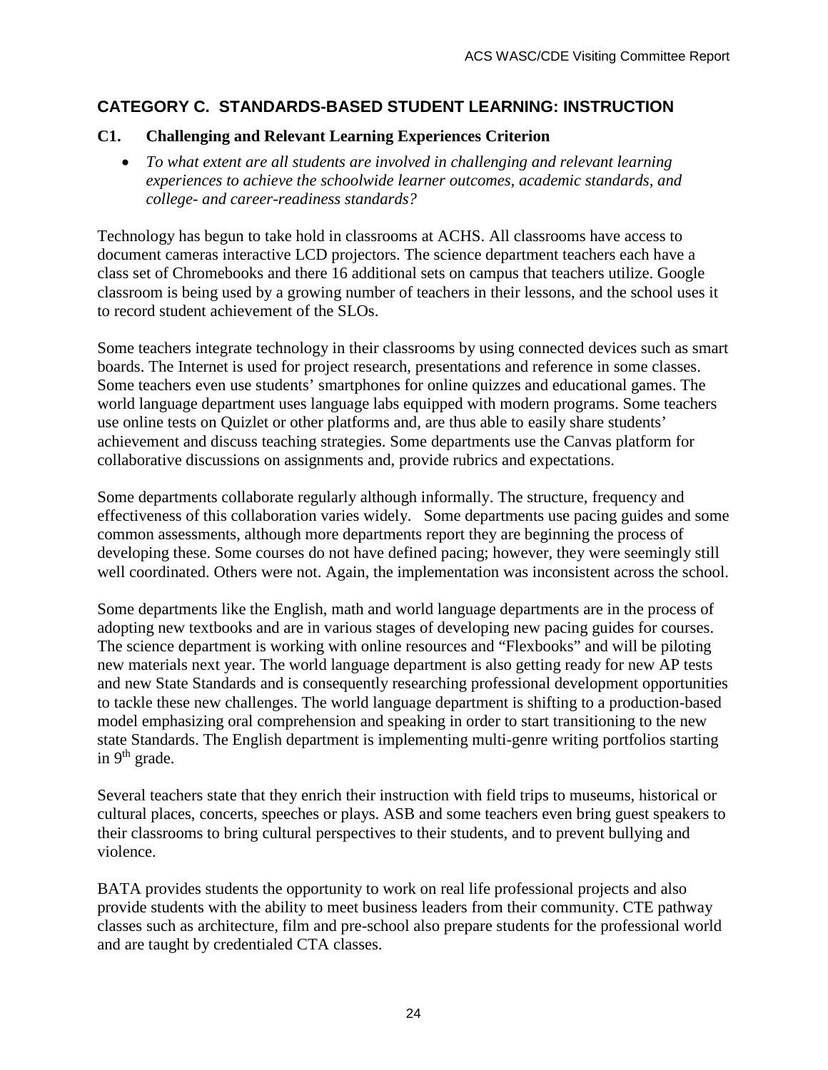## CATEGORY C. STANDARDS-BASED STUDENT LEARNING: INSTRUCTION

### C1. Challenging and Relevant Learning Experiences Criterion

- *To what extent are all students are involved in challenging and relevant learning experiences to achieve the schoolwide learner outcomes, academic standards, and college- and career-readiness standards?*

Technology has begun to take hold in classrooms at ACHS. All classrooms have access to document cameras interactive LCD projectors. The science department teachers each have a class set of Chromebooks and there 16 additional sets on campus that teachers utilize. Google classroom is being used by a growing number of teachers in their lessons, and the school uses it to record student achievement of the SLOs.

Some teachers integrate technology in their classrooms by using connected devices such as smart boards. The Internet is used for project research, presentations and reference in some classes. Some teachers even use students' smartphones for online quizzes and educational games. The world language department uses language labs equipped with modern programs. Some teachers use online tests on Quizlet or other platforms and, are thus able to easily share students' achievement and discuss teaching strategies. Some departments use the Canvas platform for collaborative discussions on assignments and, provide rubrics and expectations.

Some departments collaborate regularly although informally. The structure, frequency and effectiveness of this collaboration varies widely. Some departments use pacing guides and some common assessments, although more departments report they are beginning the process of developing these. Some courses do not have defined pacing; however, they were seemingly still well coordinated. Others were not. Again, the implementation was inconsistent across the school.

Some departments like the English, math and world language departments are in the process of adopting new textbooks and are in various stages of developing new pacing guides for courses. The science department is working with online resources and "Flexbooks" and will be piloting new materials next year. The world language department is also getting ready for new AP tests and new State Standards and is consequently researching professional development opportunities to tackle these new challenges. The world language department is shifting to a production-based model emphasizing oral comprehension and speaking in order to start transitioning to the new state Standards. The English department is implementing multi-genre writing portfolios starting in 9th grade.

Several teachers state that they enrich their instruction with field trips to museums, historical or cultural places, concerts, speeches or plays. ASB and some teachers even bring guest speakers to their classrooms to bring cultural perspectives to their students, and to prevent bullying and violence.

BATA provides students the opportunity to work on real life professional projects and also provide students with the ability to meet business leaders from their community. CTE pathway classes such as architecture, film and pre-school also prepare students for the professional world and are taught by credentialed CTA classes.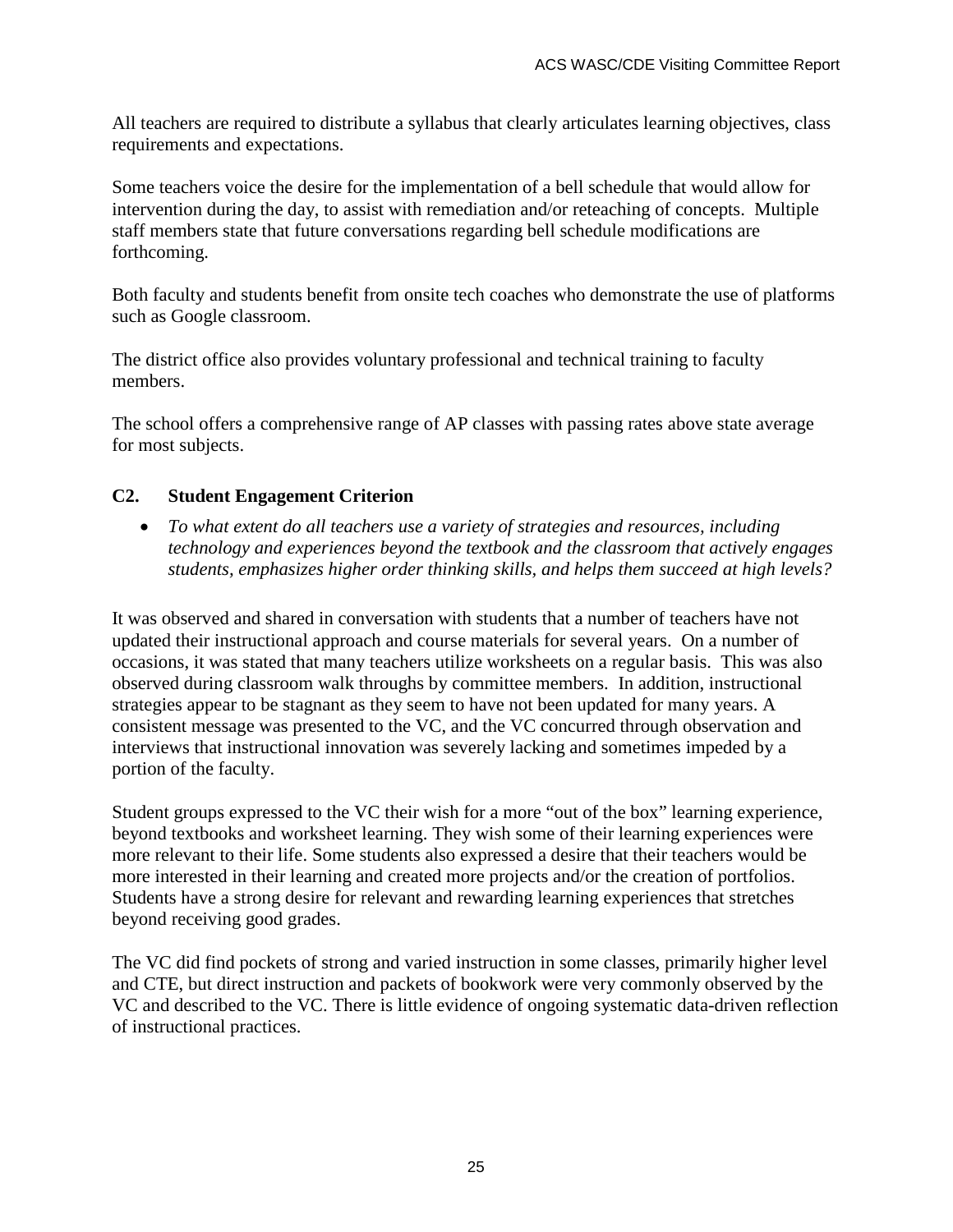All teachers are required to distribute a syllabus that clearly articulates learning objectives, class requirements and expectations.

Some teachers voice the desire for the implementation of a bell schedule that would allow for intervention during the day, to assist with remediation and/or reteaching of concepts. Multiple staff members state that future conversations regarding bell schedule modifications are forthcoming.

Both faculty and students benefit from onsite tech coaches who demonstrate the use of platforms such as Google classroom.

The district office also provides voluntary professional and technical training to faculty members.

The school offers a comprehensive range of AP classes with passing rates above state average for most subjects.

### C2. Student Engagement Criterion

- *To what extent do all teachers use a variety of strategies and resources, including technology and experiences beyond the textbook and the classroom that actively engages students, emphasizes higher order thinking skills, and helps them succeed at high levels?*

It was observed and shared in conversation with students that a number of teachers have not updated their instructional approach and course materials for several years. On a number of occasions, it was stated that many teachers utilize worksheets on a regular basis. This was also observed during classroom walk throughs by committee members. In addition, instructional strategies appear to be stagnant as they seem to have not been updated for many years. A consistent message was presented to the VC, and the VC concurred through observation and interviews that instructional innovation was severely lacking and sometimes impeded by a portion of the faculty.

Student groups expressed to the VC their wish for a more "out of the box" learning experience, beyond textbooks and worksheet learning. They wish some of their learning experiences were more relevant to their life. Some students also expressed a desire that their teachers would be more interested in their learning and created more projects and/or the creation of portfolios. Students have a strong desire for relevant and rewarding learning experiences that stretches beyond receiving good grades.

The VC did find pockets of strong and varied instruction in some classes, primarily higher level and CTE, but direct instruction and packets of bookwork were very commonly observed by the VC and described to the VC. There is little evidence of ongoing systematic data-driven reflection of instructional practices.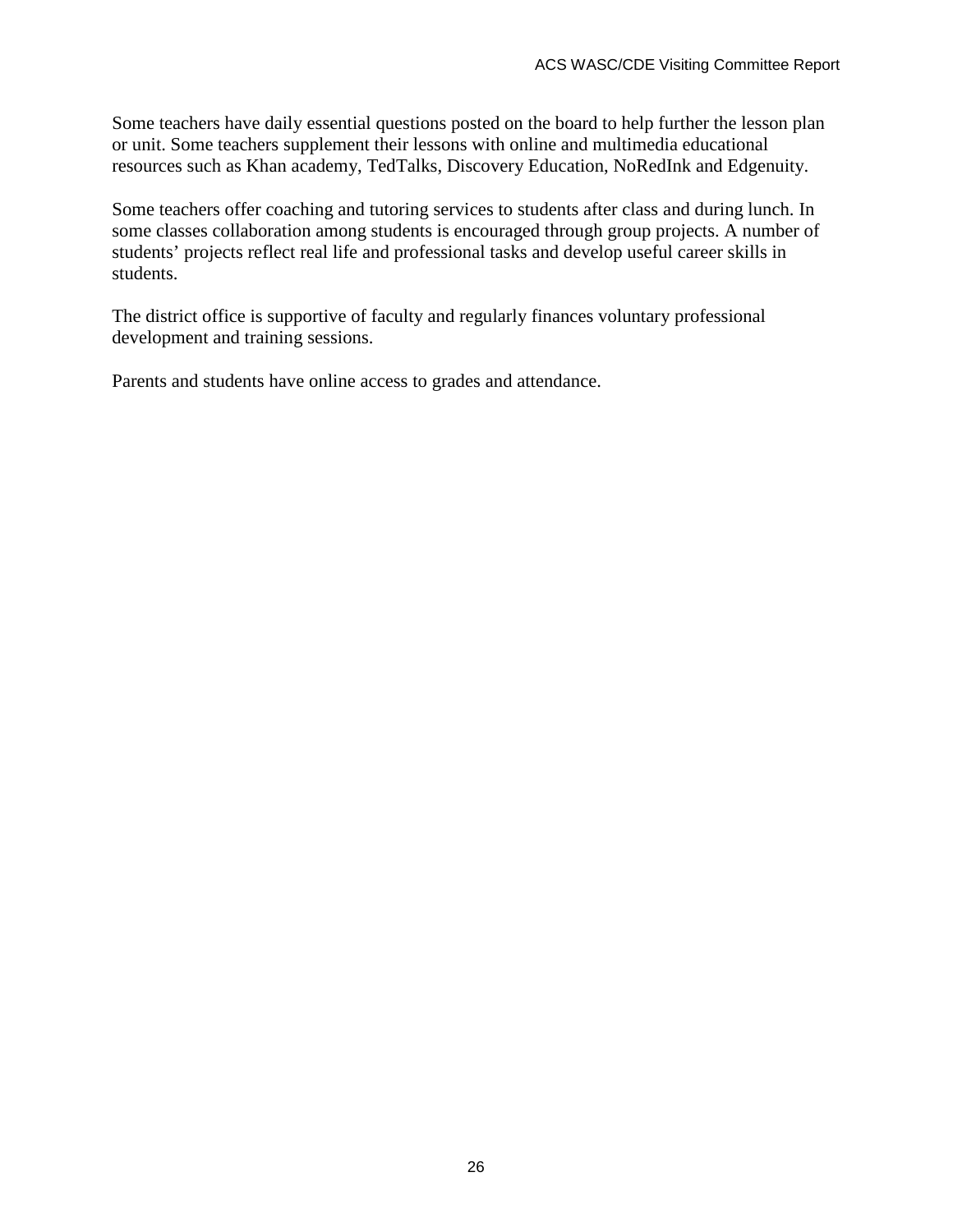Some teachers have daily essential questions posted on the board to help further the lesson plan or unit. Some teachers supplement their lessons with online and multimedia educational resources such as Khan academy, TedTalks, Discovery Education, NoRedInk and Edgenuity.

Some teachers offer coaching and tutoring services to students after class and during lunch. In some classes collaboration among students is encouraged through group projects. A number of students' projects reflect real life and professional tasks and develop useful career skills in students.

The district office is supportive of faculty and regularly finances voluntary professional development and training sessions.

Parents and students have online access to grades and attendance.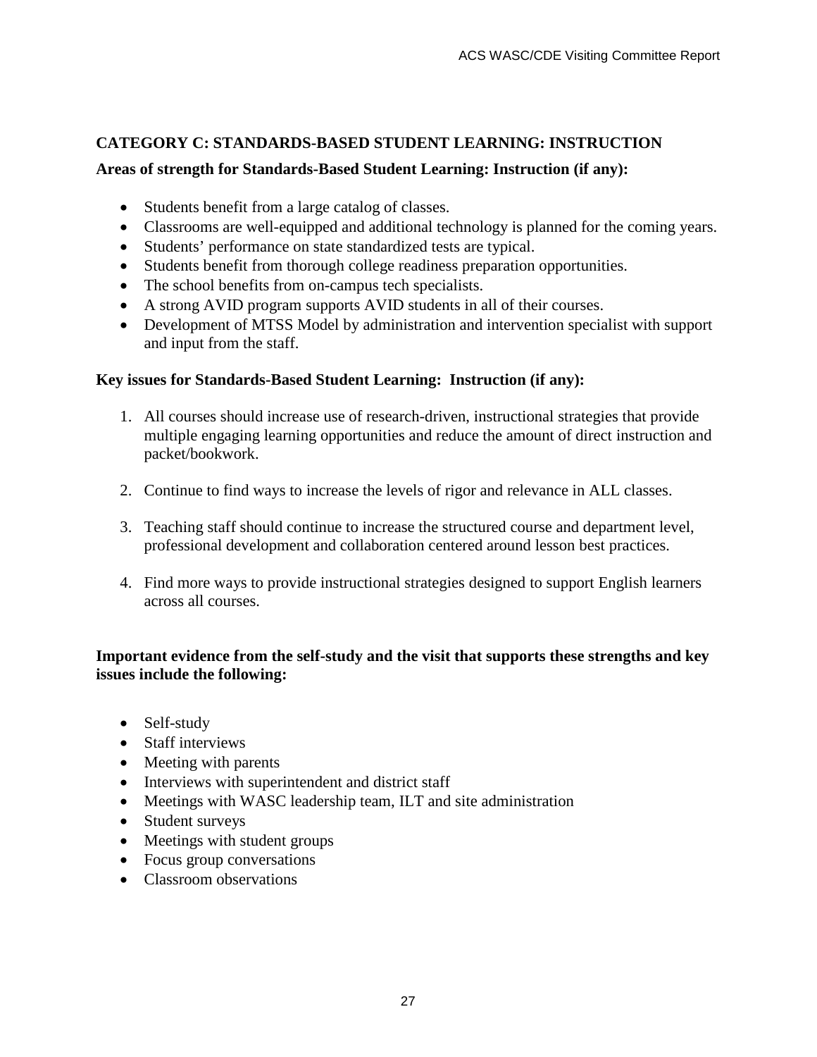## CATEGORY C: STANDARDS-BASED STUDENT LEARNING: INSTRUCTION

**Areas of strength for Standards-Based Student Learning: Instruction (if any):**

- Students benefit from a large catalog of classes.
- Classrooms are well-equipped and additional technology is planned for the coming years.
- Students' performance on state standardized tests are typical.
- Students benefit from thorough college readiness preparation opportunities.
- The school benefits from on-campus tech specialists.
- A strong AVID program supports AVID students in all of their courses.
- Development of MTSS Model by administration and intervention specialist with support and input from the staff.

**Key issues for Standards-Based Student Learning: Instruction (if any):**

1. All courses should increase use of research-driven, instructional strategies that provide multiple engaging learning opportunities and reduce the amount of direct instruction and packet/bookwork.

2. Continue to find ways to increase the levels of rigor and relevance in ALL classes.

3. Teaching staff should continue to increase the structured course and department level, professional development and collaboration centered around lesson best practices.

4. Find more ways to provide instructional strategies designed to support English learners across all courses.

**Important evidence from the self-study and the visit that supports these strengths and key issues include the following:**

- Self-study
- Staff interviews
- Meeting with parents
- Interviews with superintendent and district staff
- Meetings with WASC leadership team, ILT and site administration
- Student surveys
- Meetings with student groups
- Focus group conversations
- Classroom observations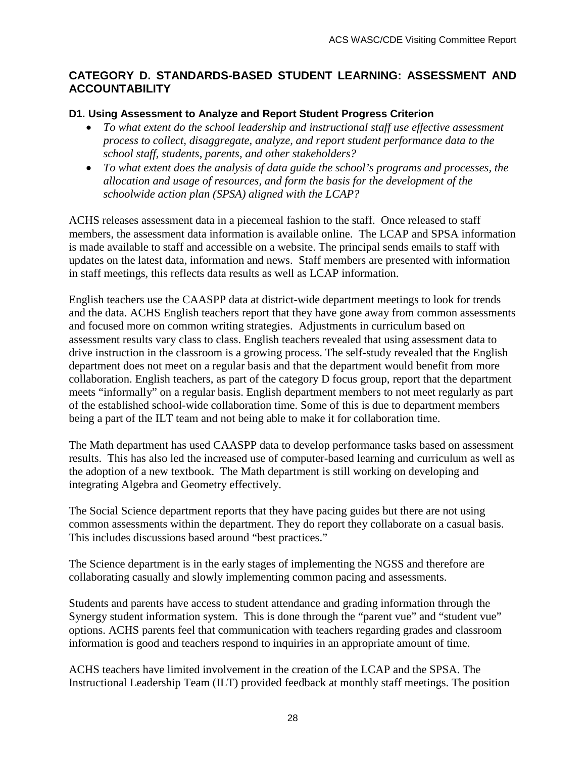## CATEGORY D. STANDARDS-BASED STUDENT LEARNING: ASSESSMENT AND ACCOUNTABILITY

### D1. Using Assessment to Analyze and Report Student Progress Criterion

- *To what extent do the school leadership and instructional staff use effective assessment process to collect, disaggregate, analyze, and report student performance data to the school staff, students, parents, and other stakeholders?*
- *To what extent does the analysis of data guide the school's programs and processes, the allocation and usage of resources, and form the basis for the development of the schoolwide action plan (SPSA) aligned with the LCAP?*

ACHS releases assessment data in a piecemeal fashion to the staff. Once released to staff members, the assessment data information is available online. The LCAP and SPSA information is made available to staff and accessible on a website. The principal sends emails to staff with updates on the latest data, information and news. Staff members are presented with information in staff meetings, this reflects data results as well as LCAP information.

English teachers use the CAASPP data at district-wide department meetings to look for trends and the data. ACHS English teachers report that they have gone away from common assessments and focused more on common writing strategies. Adjustments in curriculum based on assessment results vary class to class. English teachers revealed that using assessment data to drive instruction in the classroom is a growing process. The self-study revealed that the English department does not meet on a regular basis and that the department would benefit from more collaboration. English teachers, as part of the category D focus group, report that the department meets "informally" on a regular basis. English department members to not meet regularly as part of the established school-wide collaboration time. Some of this is due to department members being a part of the ILT team and not being able to make it for collaboration time.

The Math department has used CAASPP data to develop performance tasks based on assessment results. This has also led the increased use of computer-based learning and curriculum as well as the adoption of a new textbook. The Math department is still working on developing and integrating Algebra and Geometry effectively.

The Social Science department reports that they have pacing guides but there are not using common assessments within the department. They do report they collaborate on a casual basis. This includes discussions based around "best practices."

The Science department is in the early stages of implementing the NGSS and therefore are collaborating casually and slowly implementing common pacing and assessments.

Students and parents have access to student attendance and grading information through the Synergy student information system. This is done through the "parent vue" and "student vue" options. ACHS parents feel that communication with teachers regarding grades and classroom information is good and teachers respond to inquiries in an appropriate amount of time.

ACHS teachers have limited involvement in the creation of the LCAP and the SPSA. The Instructional Leadership Team (ILT) provided feedback at monthly staff meetings. The position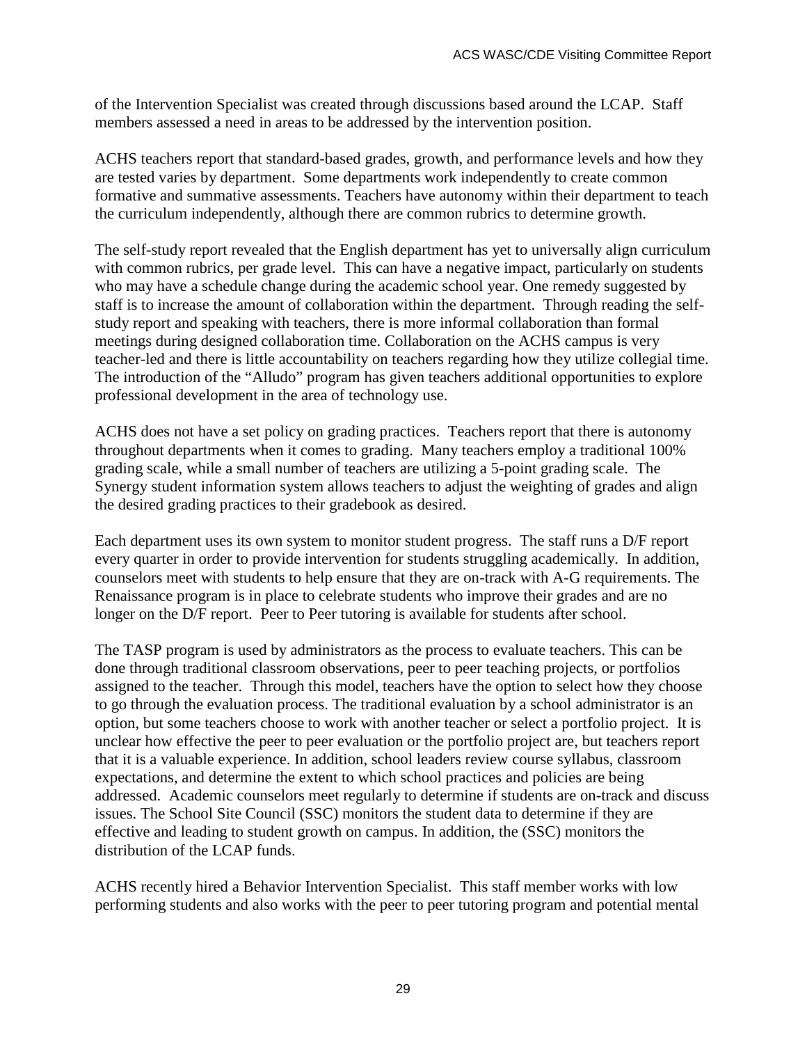of the Intervention Specialist was created through discussions based around the LCAP. Staff members assessed a need in areas to be addressed by the intervention position.

ACHS teachers report that standard-based grades, growth, and performance levels and how they are tested varies by department. Some departments work independently to create common formative and summative assessments. Teachers have autonomy within their department to teach the curriculum independently, although there are common rubrics to determine growth.

The self-study report revealed that the English department has yet to universally align curriculum with common rubrics, per grade level. This can have a negative impact, particularly on students who may have a schedule change during the academic school year. One remedy suggested by staff is to increase the amount of collaboration within the department. Through reading the self-study report and speaking with teachers, there is more informal collaboration than formal meetings during designed collaboration time. Collaboration on the ACHS campus is very teacher-led and there is little accountability on teachers regarding how they utilize collegial time. The introduction of the "Alludo" program has given teachers additional opportunities to explore professional development in the area of technology use.

ACHS does not have a set policy on grading practices. Teachers report that there is autonomy throughout departments when it comes to grading. Many teachers employ a traditional 100% grading scale, while a small number of teachers are utilizing a 5-point grading scale. The Synergy student information system allows teachers to adjust the weighting of grades and align the desired grading practices to their gradebook as desired.

Each department uses its own system to monitor student progress. The staff runs a D/F report every quarter in order to provide intervention for students struggling academically. In addition, counselors meet with students to help ensure that they are on-track with A-G requirements. The Renaissance program is in place to celebrate students who improve their grades and are no longer on the D/F report. Peer to Peer tutoring is available for students after school.

The TASP program is used by administrators as the process to evaluate teachers. This can be done through traditional classroom observations, peer to peer teaching projects, or portfolios assigned to the teacher. Through this model, teachers have the option to select how they choose to go through the evaluation process. The traditional evaluation by a school administrator is an option, but some teachers choose to work with another teacher or select a portfolio project. It is unclear how effective the peer to peer evaluation or the portfolio project are, but teachers report that it is a valuable experience. In addition, school leaders review course syllabus, classroom expectations, and determine the extent to which school practices and policies are being addressed. Academic counselors meet regularly to determine if students are on-track and discuss issues. The School Site Council (SSC) monitors the student data to determine if they are effective and leading to student growth on campus. In addition, the (SSC) monitors the distribution of the LCAP funds.

ACHS recently hired a Behavior Intervention Specialist. This staff member works with low performing students and also works with the peer to peer tutoring program and potential mental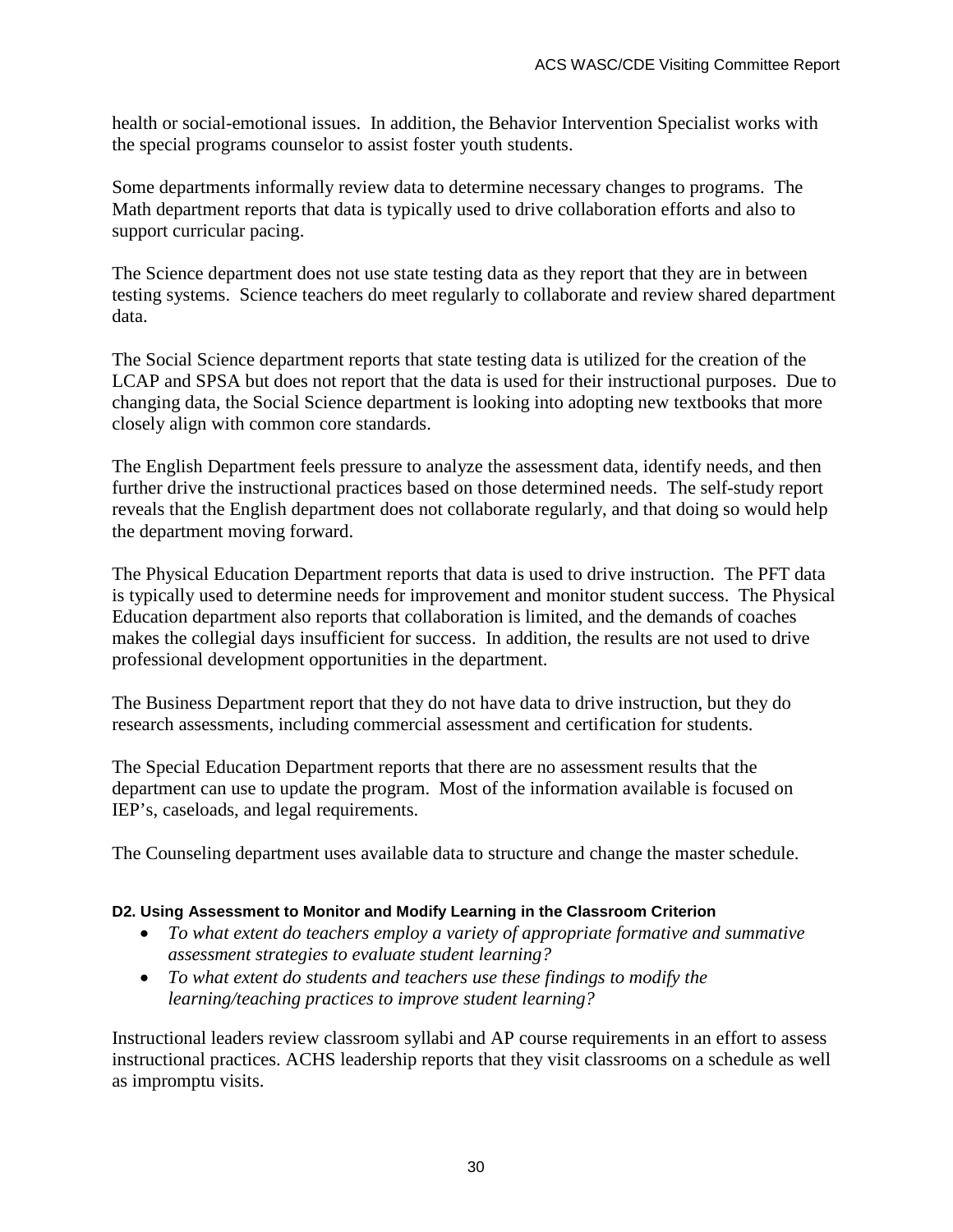health or social-emotional issues. In addition, the Behavior Intervention Specialist works with the special programs counselor to assist foster youth students.

Some departments informally review data to determine necessary changes to programs. The Math department reports that data is typically used to drive collaboration efforts and also to support curricular pacing.

The Science department does not use state testing data as they report that they are in between testing systems. Science teachers do meet regularly to collaborate and review shared department data.

The Social Science department reports that state testing data is utilized for the creation of the LCAP and SPSA but does not report that the data is used for their instructional purposes. Due to changing data, the Social Science department is looking into adopting new textbooks that more closely align with common core standards.

The English Department feels pressure to analyze the assessment data, identify needs, and then further drive the instructional practices based on those determined needs. The self-study report reveals that the English department does not collaborate regularly, and that doing so would help the department moving forward.

The Physical Education Department reports that data is used to drive instruction. The PFT data is typically used to determine needs for improvement and monitor student success. The Physical Education department also reports that collaboration is limited, and the demands of coaches makes the collegial days insufficient for success. In addition, the results are not used to drive professional development opportunities in the department.

The Business Department report that they do not have data to drive instruction, but they do research assessments, including commercial assessment and certification for students.

The Special Education Department reports that there are no assessment results that the department can use to update the program. Most of the information available is focused on IEP's, caseloads, and legal requirements.

The Counseling department uses available data to structure and change the master schedule.

#### D2. Using Assessment to Monitor and Modify Learning in the Classroom Criterion

- *To what extent do teachers employ a variety of appropriate formative and summative assessment strategies to evaluate student learning?*
- *To what extent do students and teachers use these findings to modify the learning/teaching practices to improve student learning?*

Instructional leaders review classroom syllabi and AP course requirements in an effort to assess instructional practices. ACHS leadership reports that they visit classrooms on a schedule as well as impromptu visits.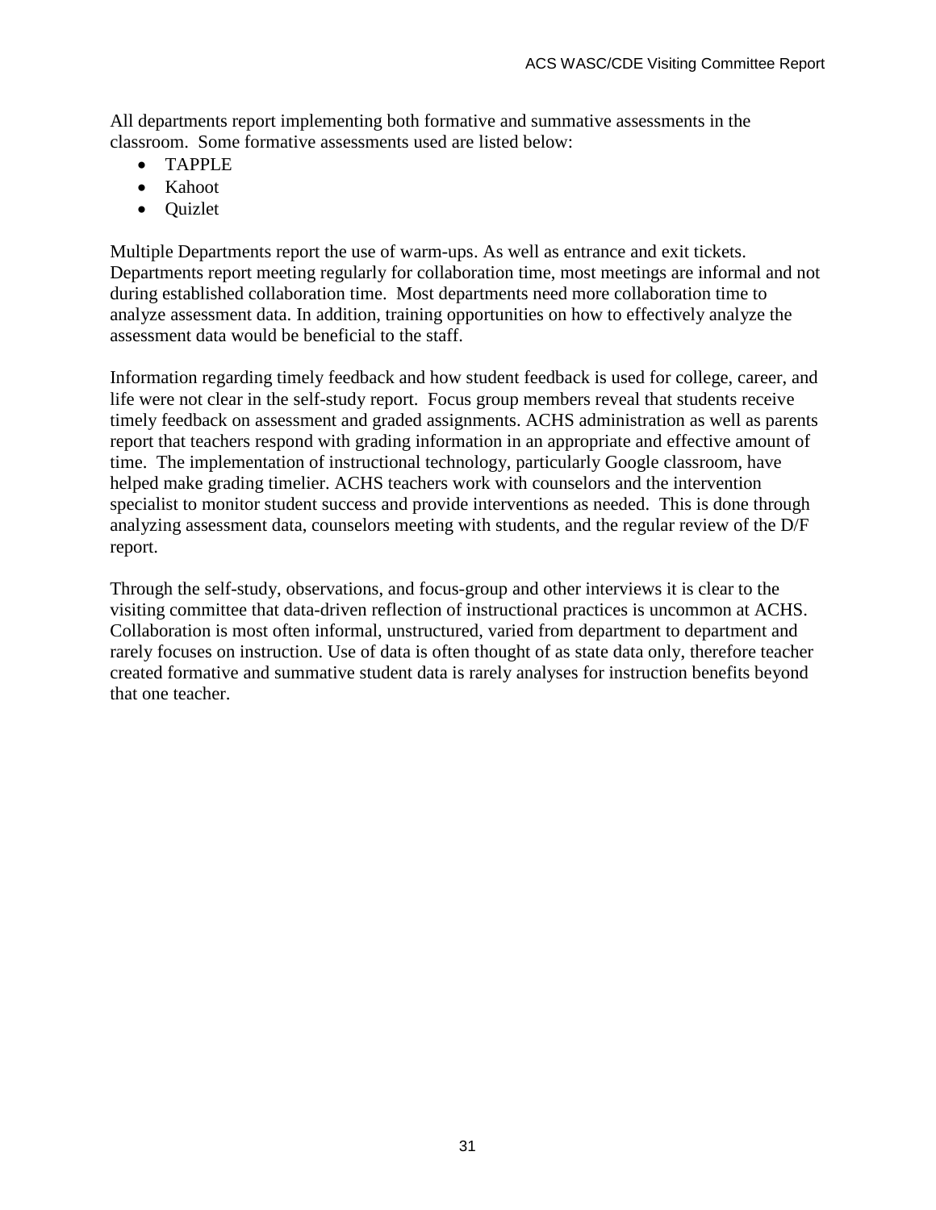All departments report implementing both formative and summative assessments in the classroom. Some formative assessments used are listed below:

- TAPPLE
- Kahoot
- Quizlet

Multiple Departments report the use of warm-ups. As well as entrance and exit tickets. Departments report meeting regularly for collaboration time, most meetings are informal and not during established collaboration time. Most departments need more collaboration time to analyze assessment data. In addition, training opportunities on how to effectively analyze the assessment data would be beneficial to the staff.

Information regarding timely feedback and how student feedback is used for college, career, and life were not clear in the self-study report. Focus group members reveal that students receive timely feedback on assessment and graded assignments. ACHS administration as well as parents report that teachers respond with grading information in an appropriate and effective amount of time. The implementation of instructional technology, particularly Google classroom, have helped make grading timelier. ACHS teachers work with counselors and the intervention specialist to monitor student success and provide interventions as needed. This is done through analyzing assessment data, counselors meeting with students, and the regular review of the D/F report.

Through the self-study, observations, and focus-group and other interviews it is clear to the visiting committee that data-driven reflection of instructional practices is uncommon at ACHS. Collaboration is most often informal, unstructured, varied from department to department and rarely focuses on instruction. Use of data is often thought of as state data only, therefore teacher created formative and summative student data is rarely analyses for instruction benefits beyond that one teacher.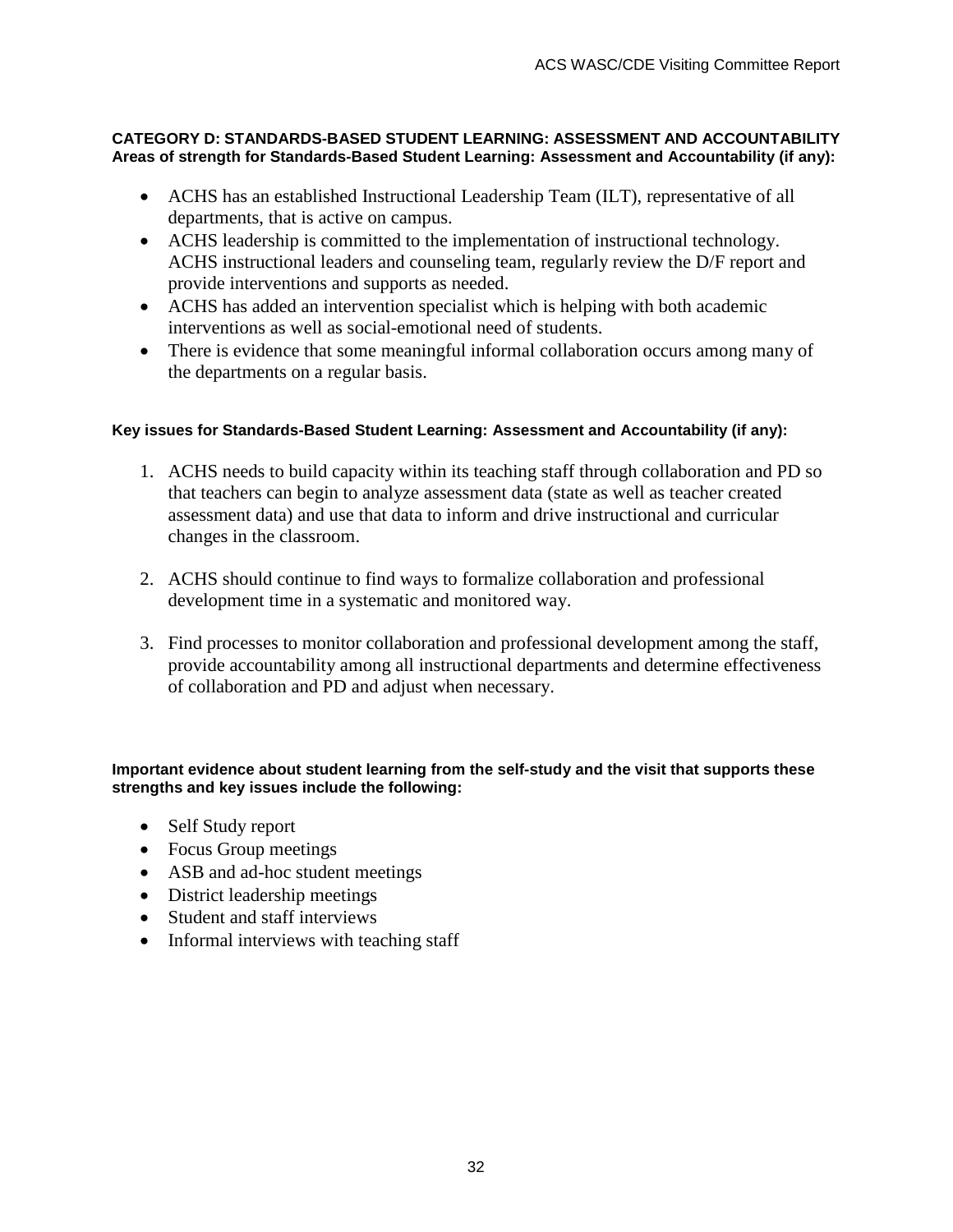**CATEGORY D: STANDARDS-BASED STUDENT LEARNING: ASSESSMENT AND ACCOUNTABILITY**
**Areas of strength for Standards-Based Student Learning: Assessment and Accountability (if any):**

- ACHS has an established Instructional Leadership Team (ILT), representative of all departments, that is active on campus.
- ACHS leadership is committed to the implementation of instructional technology. ACHS instructional leaders and counseling team, regularly review the D/F report and provide interventions and supports as needed.
- ACHS has added an intervention specialist which is helping with both academic interventions as well as social-emotional need of students.
- There is evidence that some meaningful informal collaboration occurs among many of the departments on a regular basis.

**Key issues for Standards-Based Student Learning: Assessment and Accountability (if any):**

1. ACHS needs to build capacity within its teaching staff through collaboration and PD so that teachers can begin to analyze assessment data (state as well as teacher created assessment data) and use that data to inform and drive instructional and curricular changes in the classroom.

2. ACHS should continue to find ways to formalize collaboration and professional development time in a systematic and monitored way.

3. Find processes to monitor collaboration and professional development among the staff, provide accountability among all instructional departments and determine effectiveness of collaboration and PD and adjust when necessary.

**Important evidence about student learning from the self-study and the visit that supports these strengths and key issues include the following:**

- Self Study report
- Focus Group meetings
- ASB and ad-hoc student meetings
- District leadership meetings
- Student and staff interviews
- Informal interviews with teaching staff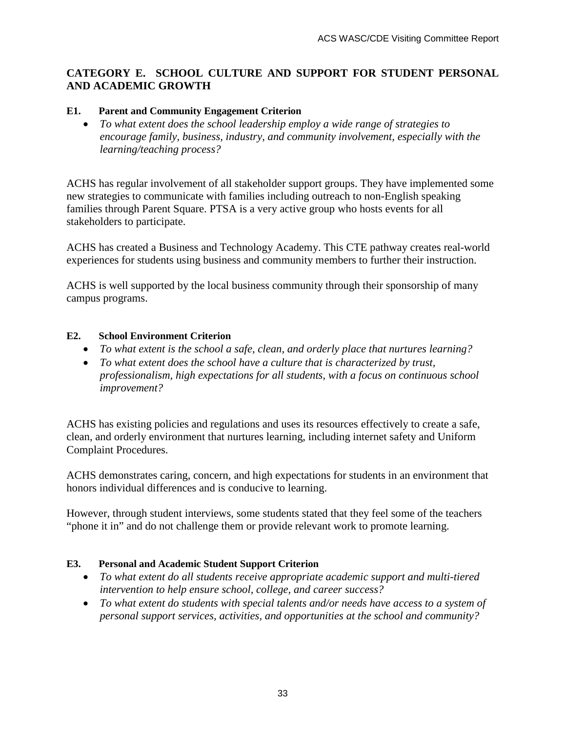## CATEGORY E. SCHOOL CULTURE AND SUPPORT FOR STUDENT PERSONAL AND ACADEMIC GROWTH

### E1. Parent and Community Engagement Criterion

- *To what extent does the school leadership employ a wide range of strategies to encourage family, business, industry, and community involvement, especially with the learning/teaching process?*

ACHS has regular involvement of all stakeholder support groups. They have implemented some new strategies to communicate with families including outreach to non-English speaking families through Parent Square. PTSA is a very active group who hosts events for all stakeholders to participate.

ACHS has created a Business and Technology Academy. This CTE pathway creates real-world experiences for students using business and community members to further their instruction.

ACHS is well supported by the local business community through their sponsorship of many campus programs.

### E2. School Environment Criterion

- *To what extent is the school a safe, clean, and orderly place that nurtures learning?*
- *To what extent does the school have a culture that is characterized by trust, professionalism, high expectations for all students, with a focus on continuous school improvement?*

ACHS has existing policies and regulations and uses its resources effectively to create a safe, clean, and orderly environment that nurtures learning, including internet safety and Uniform Complaint Procedures.

ACHS demonstrates caring, concern, and high expectations for students in an environment that honors individual differences and is conducive to learning.

However, through student interviews, some students stated that they feel some of the teachers "phone it in" and do not challenge them or provide relevant work to promote learning.

### E3. Personal and Academic Student Support Criterion

- *To what extent do all students receive appropriate academic support and multi-tiered intervention to help ensure school, college, and career success?*
- *To what extent do students with special talents and/or needs have access to a system of personal support services, activities, and opportunities at the school and community?*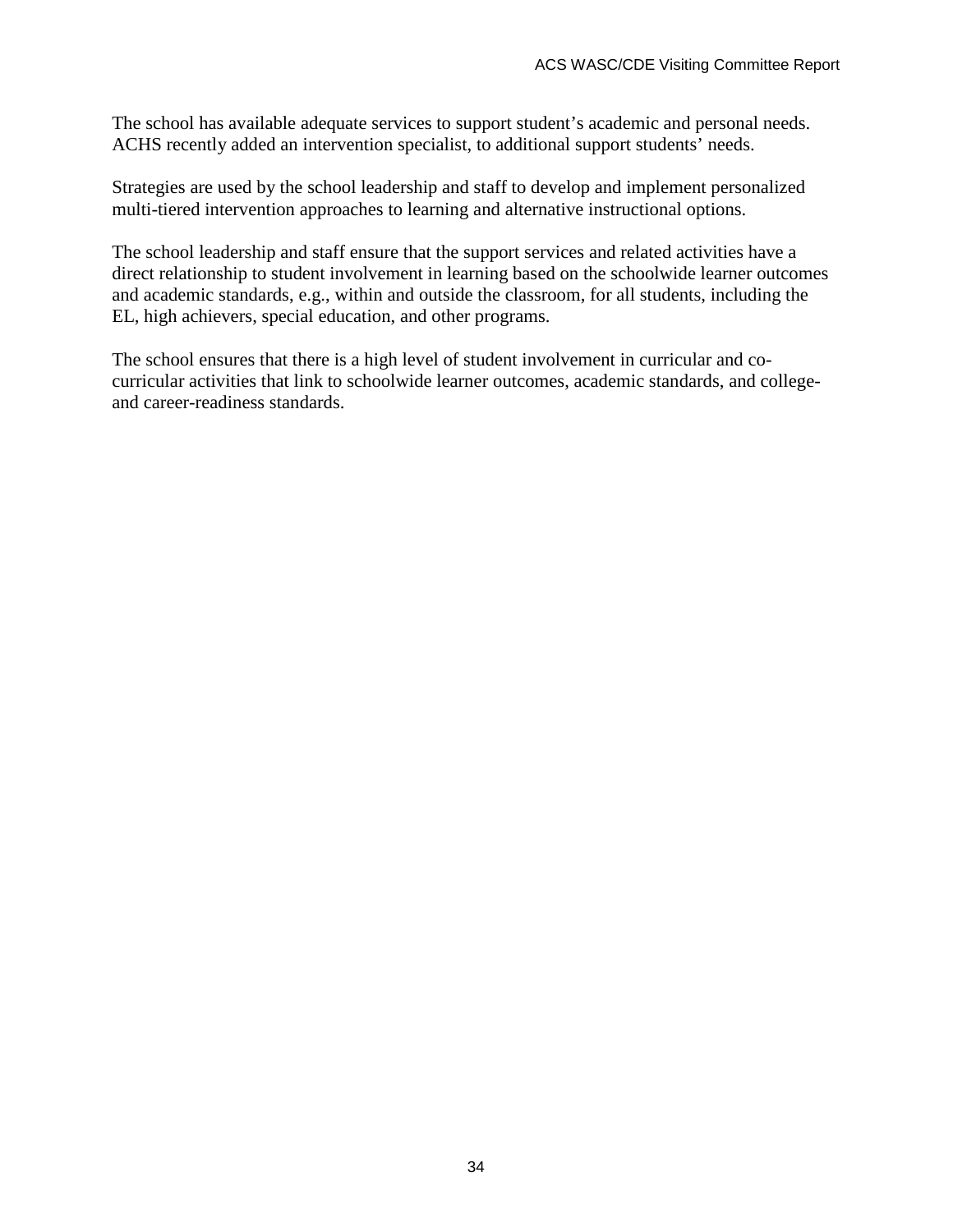The school has available adequate services to support student's academic and personal needs. ACHS recently added an intervention specialist, to additional support students' needs.

Strategies are used by the school leadership and staff to develop and implement personalized multi-tiered intervention approaches to learning and alternative instructional options.

The school leadership and staff ensure that the support services and related activities have a direct relationship to student involvement in learning based on the schoolwide learner outcomes and academic standards, e.g., within and outside the classroom, for all students, including the EL, high achievers, special education, and other programs.

The school ensures that there is a high level of student involvement in curricular and co-curricular activities that link to schoolwide learner outcomes, academic standards, and college- and career-readiness standards.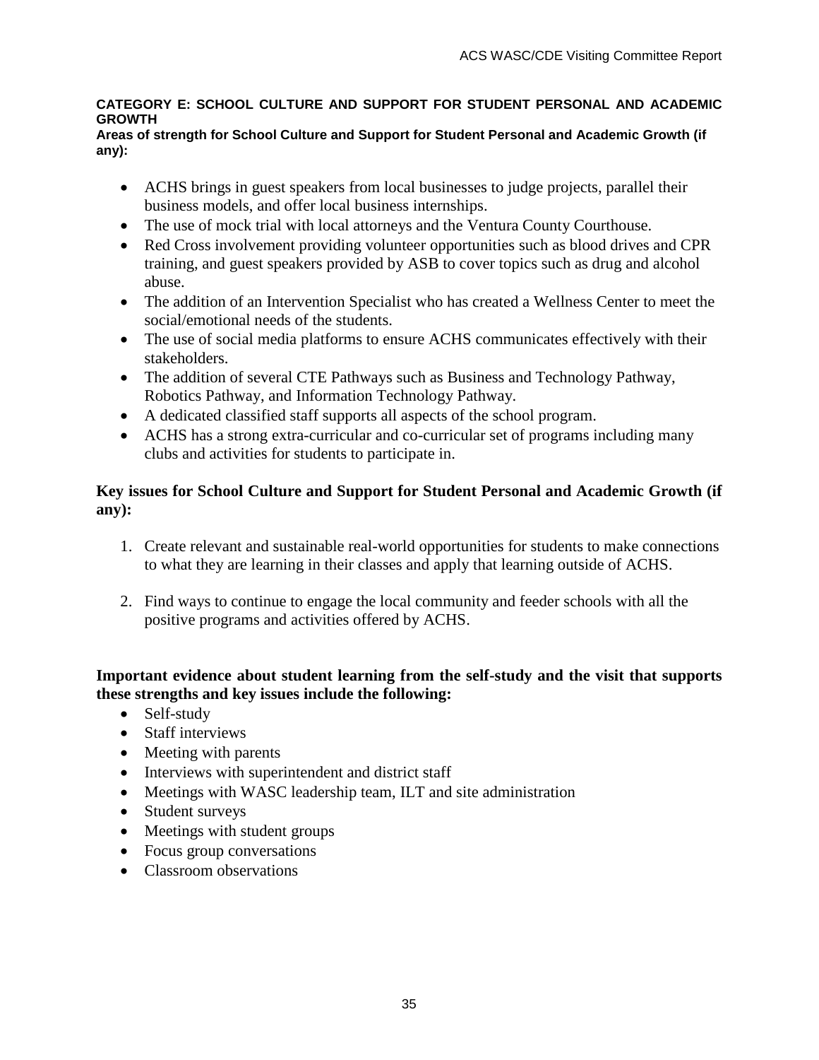### CATEGORY E: SCHOOL CULTURE AND SUPPORT FOR STUDENT PERSONAL AND ACADEMIC GROWTH

**Areas of strength for School Culture and Support for Student Personal and Academic Growth (if any):**

- ACHS brings in guest speakers from local businesses to judge projects, parallel their business models, and offer local business internships.
- The use of mock trial with local attorneys and the Ventura County Courthouse.
- Red Cross involvement providing volunteer opportunities such as blood drives and CPR training, and guest speakers provided by ASB to cover topics such as drug and alcohol abuse.
- The addition of an Intervention Specialist who has created a Wellness Center to meet the social/emotional needs of the students.
- The use of social media platforms to ensure ACHS communicates effectively with their stakeholders.
- The addition of several CTE Pathways such as Business and Technology Pathway, Robotics Pathway, and Information Technology Pathway.
- A dedicated classified staff supports all aspects of the school program.
- ACHS has a strong extra-curricular and co-curricular set of programs including many clubs and activities for students to participate in.

**Key issues for School Culture and Support for Student Personal and Academic Growth (if any):**

1. Create relevant and sustainable real-world opportunities for students to make connections to what they are learning in their classes and apply that learning outside of ACHS.
2. Find ways to continue to engage the local community and feeder schools with all the positive programs and activities offered by ACHS.

**Important evidence about student learning from the self-study and the visit that supports these strengths and key issues include the following:**

- Self-study
- Staff interviews
- Meeting with parents
- Interviews with superintendent and district staff
- Meetings with WASC leadership team, ILT and site administration
- Student surveys
- Meetings with student groups
- Focus group conversations
- Classroom observations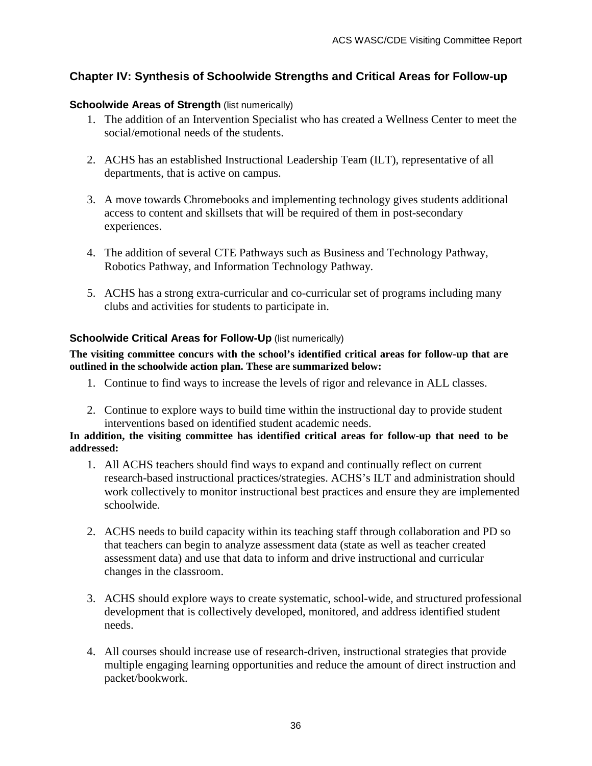## Chapter IV: Synthesis of Schoolwide Strengths and Critical Areas for Follow-up

### Schoolwide Areas of Strength (list numerically)

1. The addition of an Intervention Specialist who has created a Wellness Center to meet the social/emotional needs of the students.

2. ACHS has an established Instructional Leadership Team (ILT), representative of all departments, that is active on campus.

3. A move towards Chromebooks and implementing technology gives students additional access to content and skillsets that will be required of them in post-secondary experiences.

4. The addition of several CTE Pathways such as Business and Technology Pathway, Robotics Pathway, and Information Technology Pathway.

5. ACHS has a strong extra-curricular and co-curricular set of programs including many clubs and activities for students to participate in.

### Schoolwide Critical Areas for Follow-Up (list numerically)

**The visiting committee concurs with the school's identified critical areas for follow-up that are outlined in the schoolwide action plan. These are summarized below:**

1. Continue to find ways to increase the levels of rigor and relevance in ALL classes.

2. Continue to explore ways to build time within the instructional day to provide student interventions based on identified student academic needs.

**In addition, the visiting committee has identified critical areas for follow-up that need to be addressed:**

1. All ACHS teachers should find ways to expand and continually reflect on current research-based instructional practices/strategies. ACHS's ILT and administration should work collectively to monitor instructional best practices and ensure they are implemented schoolwide.

2. ACHS needs to build capacity within its teaching staff through collaboration and PD so that teachers can begin to analyze assessment data (state as well as teacher created assessment data) and use that data to inform and drive instructional and curricular changes in the classroom.

3. ACHS should explore ways to create systematic, school-wide, and structured professional development that is collectively developed, monitored, and address identified student needs.

4. All courses should increase use of research-driven, instructional strategies that provide multiple engaging learning opportunities and reduce the amount of direct instruction and packet/bookwork.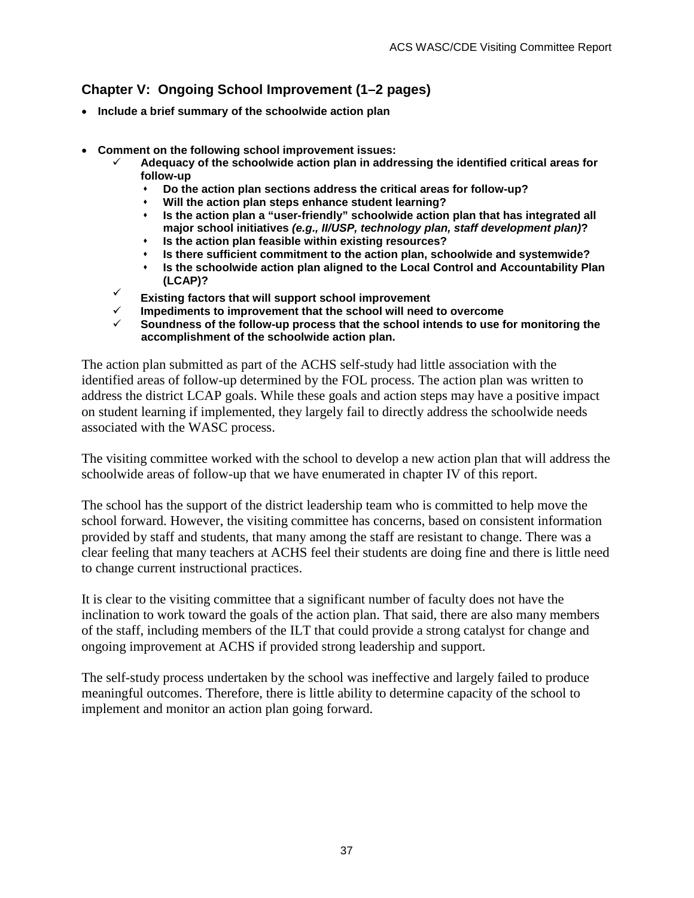## Chapter V: Ongoing School Improvement (1–2 pages)

- **Include a brief summary of the schoolwide action plan**

- **Comment on the following school improvement issues:**
  - ✓ **Adequacy of the schoolwide action plan in addressing the identified critical areas for follow-up**
    - **Do the action plan sections address the critical areas for follow-up?**
    - **Will the action plan steps enhance student learning?**
    - **Is the action plan a "user-friendly" schoolwide action plan that has integrated all major school initiatives *(e.g., II/USP, technology plan, staff development plan)*?**
    - **Is the action plan feasible within existing resources?**
    - **Is there sufficient commitment to the action plan, schoolwide and systemwide?**
    - **Is the schoolwide action plan aligned to the Local Control and Accountability Plan (LCAP)?**
  - ✓ **Existing factors that will support school improvement**
  - ✓ **Impediments to improvement that the school will need to overcome**
  - ✓ **Soundness of the follow-up process that the school intends to use for monitoring the accomplishment of the schoolwide action plan.**

The action plan submitted as part of the ACHS self-study had little association with the identified areas of follow-up determined by the FOL process. The action plan was written to address the district LCAP goals. While these goals and action steps may have a positive impact on student learning if implemented, they largely fail to directly address the schoolwide needs associated with the WASC process.

The visiting committee worked with the school to develop a new action plan that will address the schoolwide areas of follow-up that we have enumerated in chapter IV of this report.

The school has the support of the district leadership team who is committed to help move the school forward. However, the visiting committee has concerns, based on consistent information provided by staff and students, that many among the staff are resistant to change. There was a clear feeling that many teachers at ACHS feel their students are doing fine and there is little need to change current instructional practices.

It is clear to the visiting committee that a significant number of faculty does not have the inclination to work toward the goals of the action plan. That said, there are also many members of the staff, including members of the ILT that could provide a strong catalyst for change and ongoing improvement at ACHS if provided strong leadership and support.

The self-study process undertaken by the school was ineffective and largely failed to produce meaningful outcomes. Therefore, there is little ability to determine capacity of the school to implement and monitor an action plan going forward.